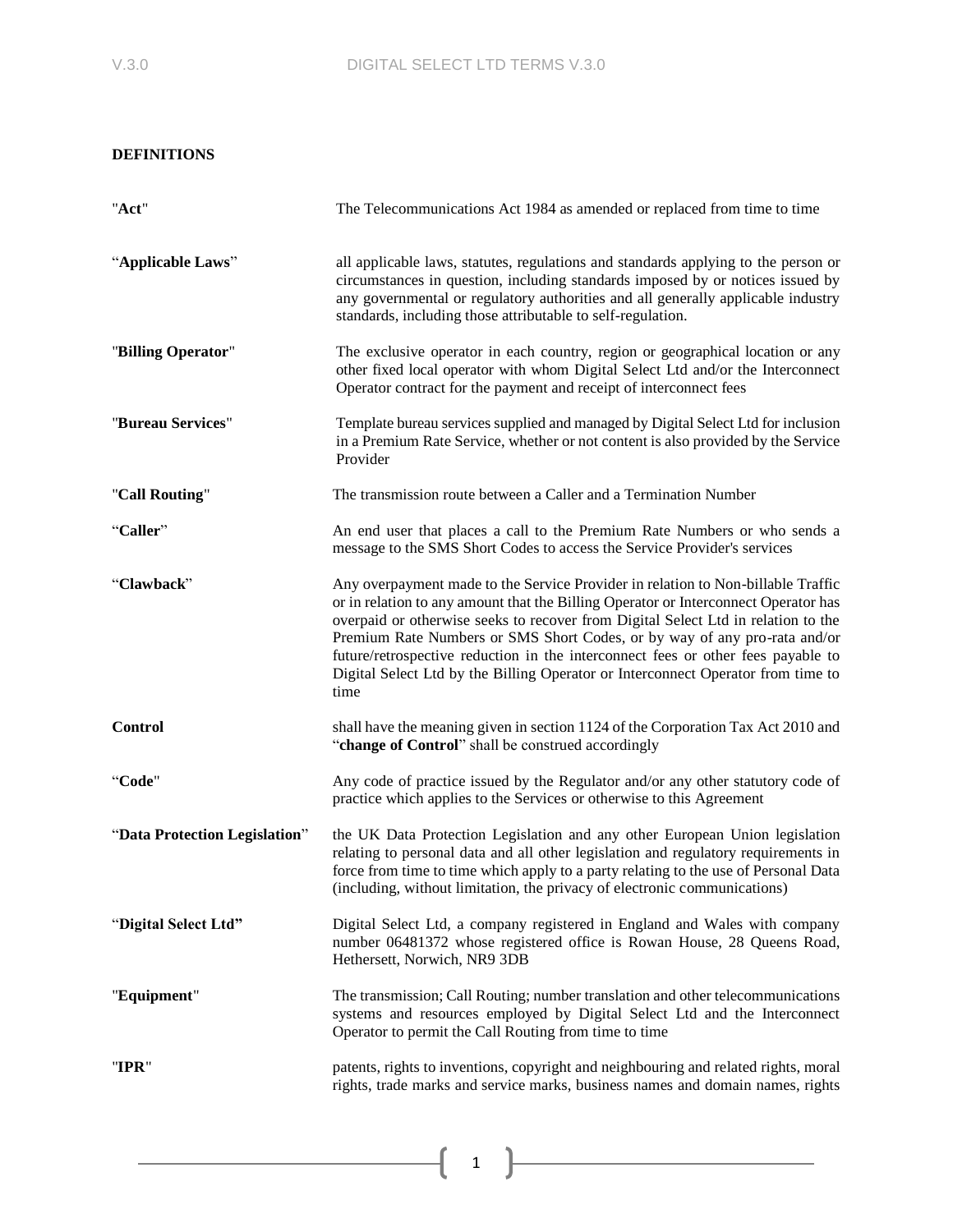**DEFINITIONS**

| | |
|---|---|
| "**Act**" | The Telecommunications Act 1984 as amended or replaced from time to time |
| "**Applicable Laws**" | all applicable laws, statutes, regulations and standards applying to the person or circumstances in question, including standards imposed by or notices issued by any governmental or regulatory authorities and all generally applicable industry standards, including those attributable to self-regulation. |
| "**Billing Operator**" | The exclusive operator in each country, region or geographical location or any other fixed local operator with whom Digital Select Ltd and/or the Interconnect Operator contract for the payment and receipt of interconnect fees |
| "**Bureau Services**" | Template bureau services supplied and managed by Digital Select Ltd for inclusion in a Premium Rate Service, whether or not content is also provided by the Service Provider |
| "**Call Routing**" | The transmission route between a Caller and a Termination Number |
| "**Caller**" | An end user that places a call to the Premium Rate Numbers or who sends a message to the SMS Short Codes to access the Service Provider's services |
| "**Clawback**" | Any overpayment made to the Service Provider in relation to Non-billable Traffic or in relation to any amount that the Billing Operator or Interconnect Operator has overpaid or otherwise seeks to recover from Digital Select Ltd in relation to the Premium Rate Numbers or SMS Short Codes, or by way of any pro-rata and/or future/retrospective reduction in the interconnect fees or other fees payable to Digital Select Ltd by the Billing Operator or Interconnect Operator from time to time |
| **Control** | shall have the meaning given in section 1124 of the Corporation Tax Act 2010 and "**change of Control**" shall be construed accordingly |
| "**Code**" | Any code of practice issued by the Regulator and/or any other statutory code of practice which applies to the Services or otherwise to this Agreement |
| "**Data Protection Legislation**" | the UK Data Protection Legislation and any other European Union legislation relating to personal data and all other legislation and regulatory requirements in force from time to time which apply to a party relating to the use of Personal Data (including, without limitation, the privacy of electronic communications) |
| "**Digital Select Ltd**" | Digital Select Ltd, a company registered in England and Wales with company number 06481372 whose registered office is Rowan House, 28 Queens Road, Hethersett, Norwich, NR9 3DB |
| "**Equipment**" | The transmission; Call Routing; number translation and other telecommunications systems and resources employed by Digital Select Ltd and the Interconnect Operator to permit the Call Routing from time to time |
| "**IPR**" | patents, rights to inventions, copyright and neighbouring and related rights, moral rights, trade marks and service marks, business names and domain names, rights |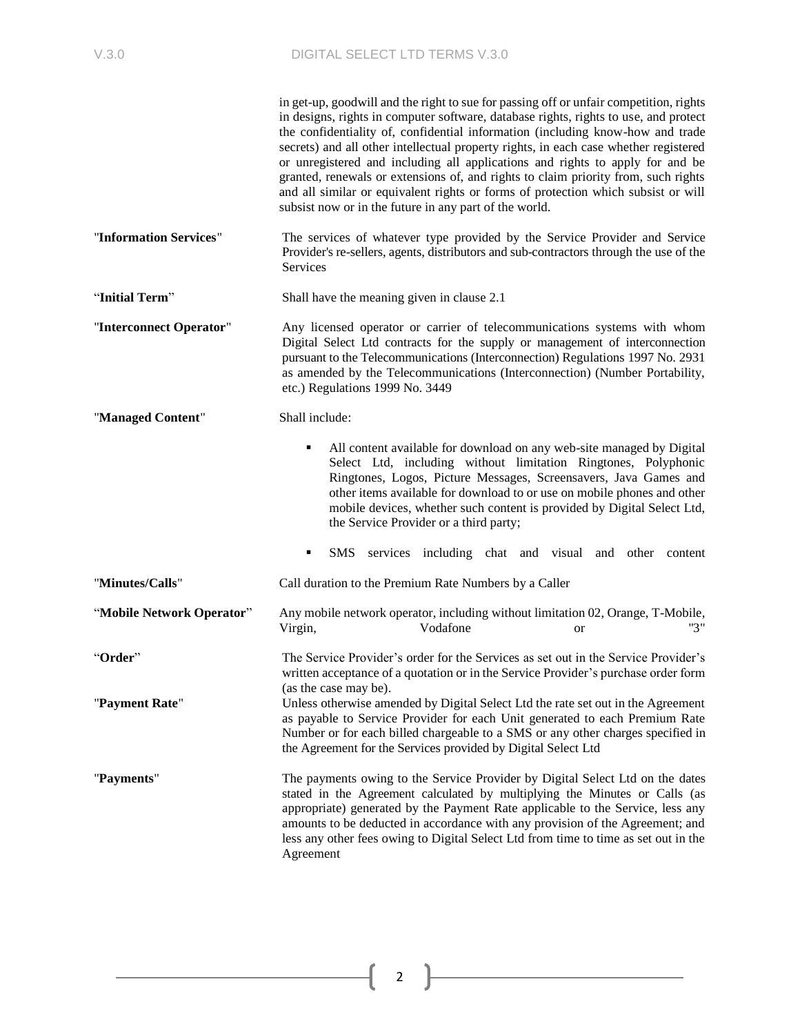in get-up, goodwill and the right to sue for passing off or unfair competition, rights in designs, rights in computer software, database rights, rights to use, and protect the confidentiality of, confidential information (including know-how and trade secrets) and all other intellectual property rights, in each case whether registered or unregistered and including all applications and rights to apply for and be granted, renewals or extensions of, and rights to claim priority from, such rights and all similar or equivalent rights or forms of protection which subsist or will subsist now or in the future in any part of the world.

"**Information Services**" — The services of whatever type provided by the Service Provider and Service Provider's re-sellers, agents, distributors and sub-contractors through the use of the Services

"**Initial Term**" — Shall have the meaning given in clause 2.1

"**Interconnect Operator**" — Any licensed operator or carrier of telecommunications systems with whom Digital Select Ltd contracts for the supply or management of interconnection pursuant to the Telecommunications (Interconnection) Regulations 1997 No. 2931 as amended by the Telecommunications (Interconnection) (Number Portability, etc.) Regulations 1999 No. 3449

"**Managed Content**" — Shall include:

- All content available for download on any web-site managed by Digital Select Ltd, including without limitation Ringtones, Polyphonic Ringtones, Logos, Picture Messages, Screensavers, Java Games and other items available for download to or use on mobile phones and other mobile devices, whether such content is provided by Digital Select Ltd, the Service Provider or a third party;
- SMS services including chat and visual and other content

"**Minutes/Calls**" — Call duration to the Premium Rate Numbers by a Caller

"**Mobile Network Operator**" — Any mobile network operator, including without limitation 02, Orange, T-Mobile, Virgin, Vodafone or "3"

"**Order**" — The Service Provider's order for the Services as set out in the Service Provider's written acceptance of a quotation or in the Service Provider's purchase order form (as the case may be).

"**Payment Rate**" — Unless otherwise amended by Digital Select Ltd the rate set out in the Agreement as payable to Service Provider for each Unit generated to each Premium Rate Number or for each billed chargeable to a SMS or any other charges specified in the Agreement for the Services provided by Digital Select Ltd

"**Payments**" — The payments owing to the Service Provider by Digital Select Ltd on the dates stated in the Agreement calculated by multiplying the Minutes or Calls (as appropriate) generated by the Payment Rate applicable to the Service, less any amounts to be deducted in accordance with any provision of the Agreement; and less any other fees owing to Digital Select Ltd from time to time as set out in the Agreement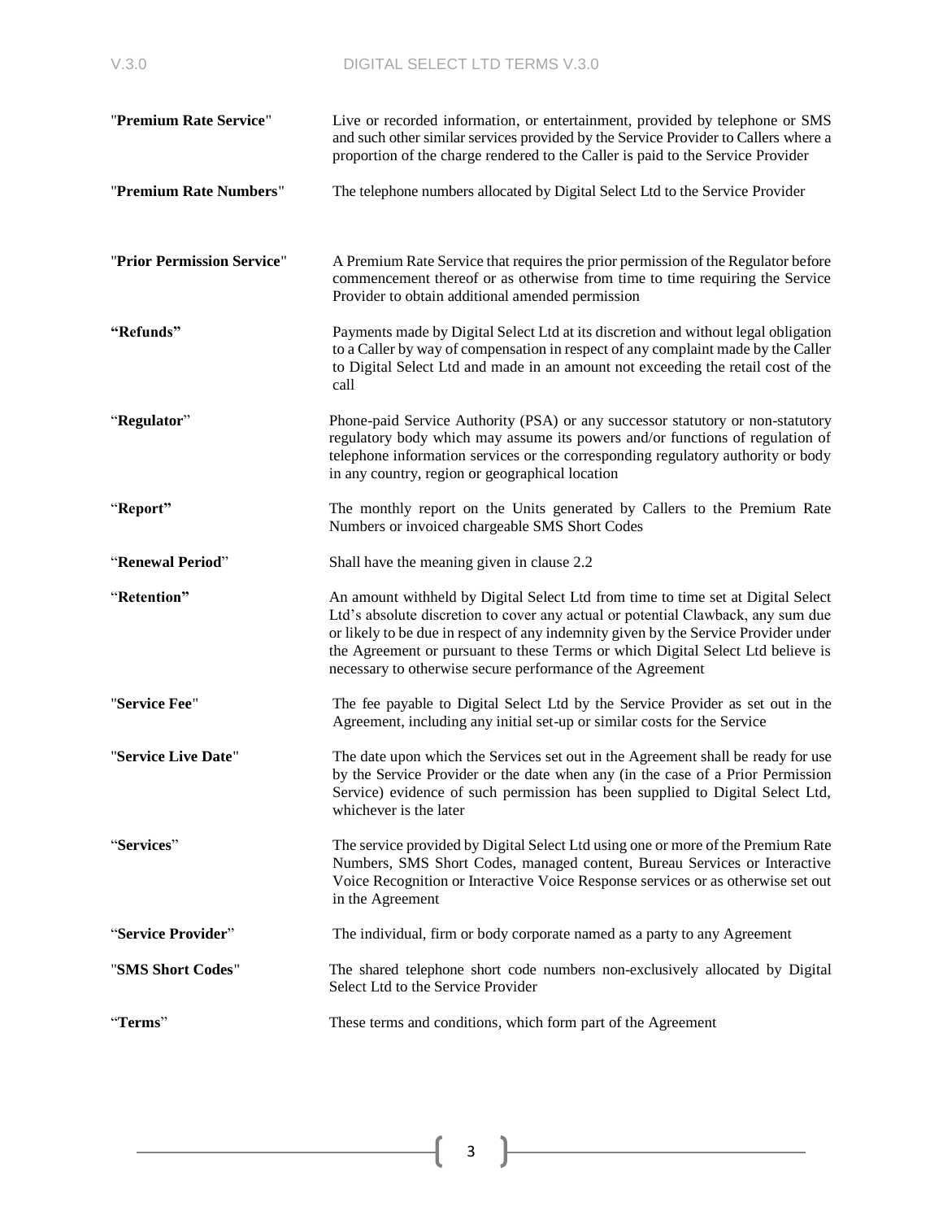| | |
|---|---|
| "**Premium Rate Service**" | Live or recorded information, or entertainment, provided by telephone or SMS and such other similar services provided by the Service Provider to Callers where a proportion of the charge rendered to the Caller is paid to the Service Provider |
| "**Premium Rate Numbers**" | The telephone numbers allocated by Digital Select Ltd to the Service Provider |
| "**Prior Permission Service**" | A Premium Rate Service that requires the prior permission of the Regulator before commencement thereof or as otherwise from time to time requiring the Service Provider to obtain additional amended permission |
| "**Refunds**" | Payments made by Digital Select Ltd at its discretion and without legal obligation to a Caller by way of compensation in respect of any complaint made by the Caller to Digital Select Ltd and made in an amount not exceeding the retail cost of the call |
| "**Regulator**" | Phone-paid Service Authority (PSA) or any successor statutory or non-statutory regulatory body which may assume its powers and/or functions of regulation of telephone information services or the corresponding regulatory authority or body in any country, region or geographical location |
| "**Report**" | The monthly report on the Units generated by Callers to the Premium Rate Numbers or invoiced chargeable SMS Short Codes |
| "**Renewal Period**" | Shall have the meaning given in clause 2.2 |
| "**Retention**" | An amount withheld by Digital Select Ltd from time to time set at Digital Select Ltd's absolute discretion to cover any actual or potential Clawback, any sum due or likely to be due in respect of any indemnity given by the Service Provider under the Agreement or pursuant to these Terms or which Digital Select Ltd believe is necessary to otherwise secure performance of the Agreement |
| "**Service Fee**" | The fee payable to Digital Select Ltd by the Service Provider as set out in the Agreement, including any initial set-up or similar costs for the Service |
| "**Service Live Date**" | The date upon which the Services set out in the Agreement shall be ready for use by the Service Provider or the date when any (in the case of a Prior Permission Service) evidence of such permission has been supplied to Digital Select Ltd, whichever is the later |
| "**Services**" | The service provided by Digital Select Ltd using one or more of the Premium Rate Numbers, SMS Short Codes, managed content, Bureau Services or Interactive Voice Recognition or Interactive Voice Response services or as otherwise set out in the Agreement |
| "**Service Provider**" | The individual, firm or body corporate named as a party to any Agreement |
| "**SMS Short Codes**" | The shared telephone short code numbers non-exclusively allocated by Digital Select Ltd to the Service Provider |
| "**Terms**" | These terms and conditions, which form part of the Agreement |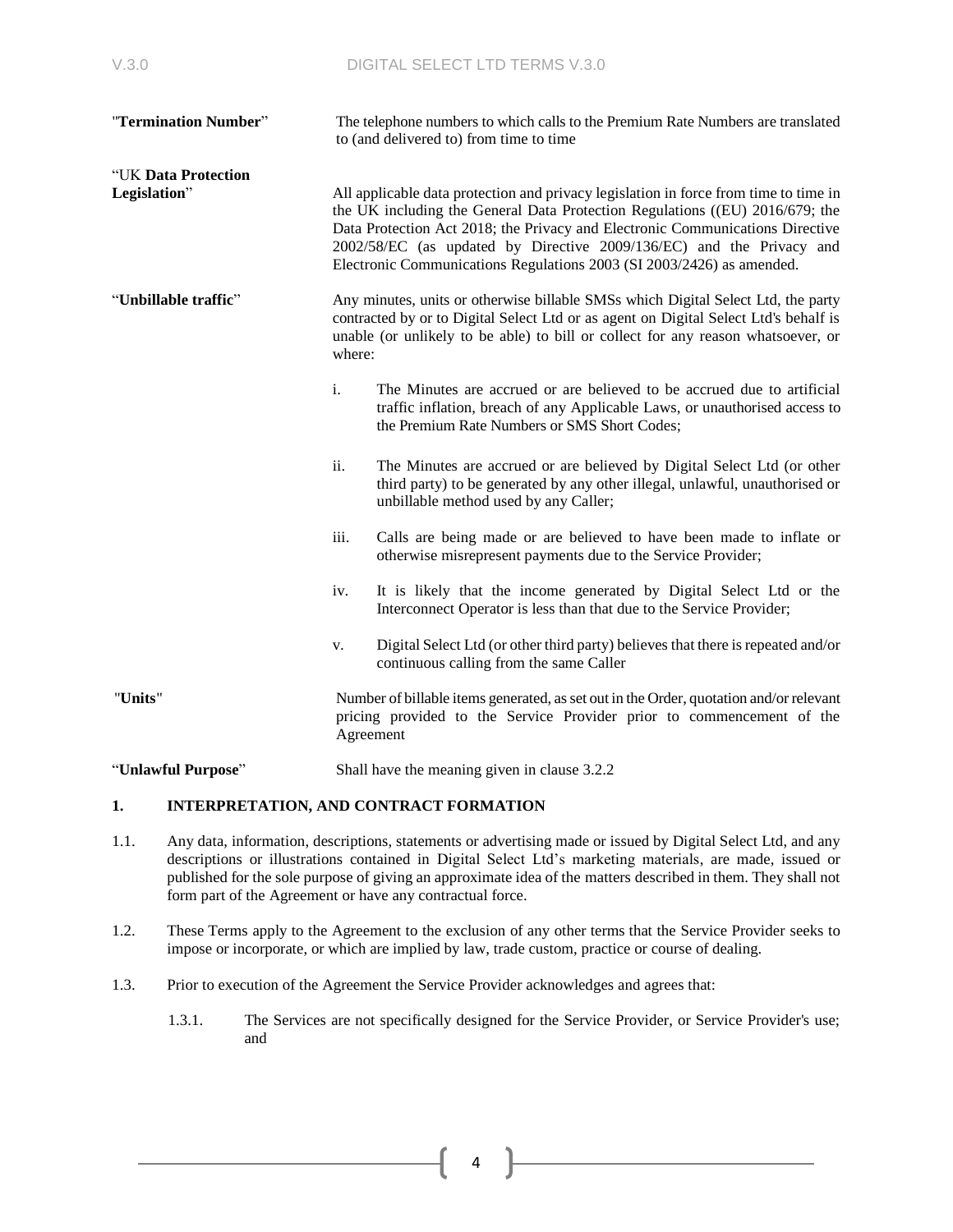"**Termination Number**" The telephone numbers to which calls to the Premium Rate Numbers are translated to (and delivered to) from time to time

"UK **Data Protection Legislation**" All applicable data protection and privacy legislation in force from time to time in the UK including the General Data Protection Regulations ((EU) 2016/679; the Data Protection Act 2018; the Privacy and Electronic Communications Directive 2002/58/EC (as updated by Directive 2009/136/EC) and the Privacy and Electronic Communications Regulations 2003 (SI 2003/2426) as amended.

"**Unbillable traffic**" Any minutes, units or otherwise billable SMSs which Digital Select Ltd, the party contracted by or to Digital Select Ltd or as agent on Digital Select Ltd's behalf is unable (or unlikely to be able) to bill or collect for any reason whatsoever, or where:

i. The Minutes are accrued or are believed to be accrued due to artificial traffic inflation, breach of any Applicable Laws, or unauthorised access to the Premium Rate Numbers or SMS Short Codes;

ii. The Minutes are accrued or are believed by Digital Select Ltd (or other third party) to be generated by any other illegal, unlawful, unauthorised or unbillable method used by any Caller;

iii. Calls are being made or are believed to have been made to inflate or otherwise misrepresent payments due to the Service Provider;

iv. It is likely that the income generated by Digital Select Ltd or the Interconnect Operator is less than that due to the Service Provider;

v. Digital Select Ltd (or other third party) believes that there is repeated and/or continuous calling from the same Caller

"**Units**" Number of billable items generated, as set out in the Order, quotation and/or relevant pricing provided to the Service Provider prior to commencement of the Agreement

"**Unlawful Purpose**" Shall have the meaning given in clause 3.2.2

## 1. INTERPRETATION, AND CONTRACT FORMATION

1.1. Any data, information, descriptions, statements or advertising made or issued by Digital Select Ltd, and any descriptions or illustrations contained in Digital Select Ltd's marketing materials, are made, issued or published for the sole purpose of giving an approximate idea of the matters described in them. They shall not form part of the Agreement or have any contractual force.

1.2. These Terms apply to the Agreement to the exclusion of any other terms that the Service Provider seeks to impose or incorporate, or which are implied by law, trade custom, practice or course of dealing.

1.3. Prior to execution of the Agreement the Service Provider acknowledges and agrees that:

1.3.1. The Services are not specifically designed for the Service Provider, or Service Provider's use; and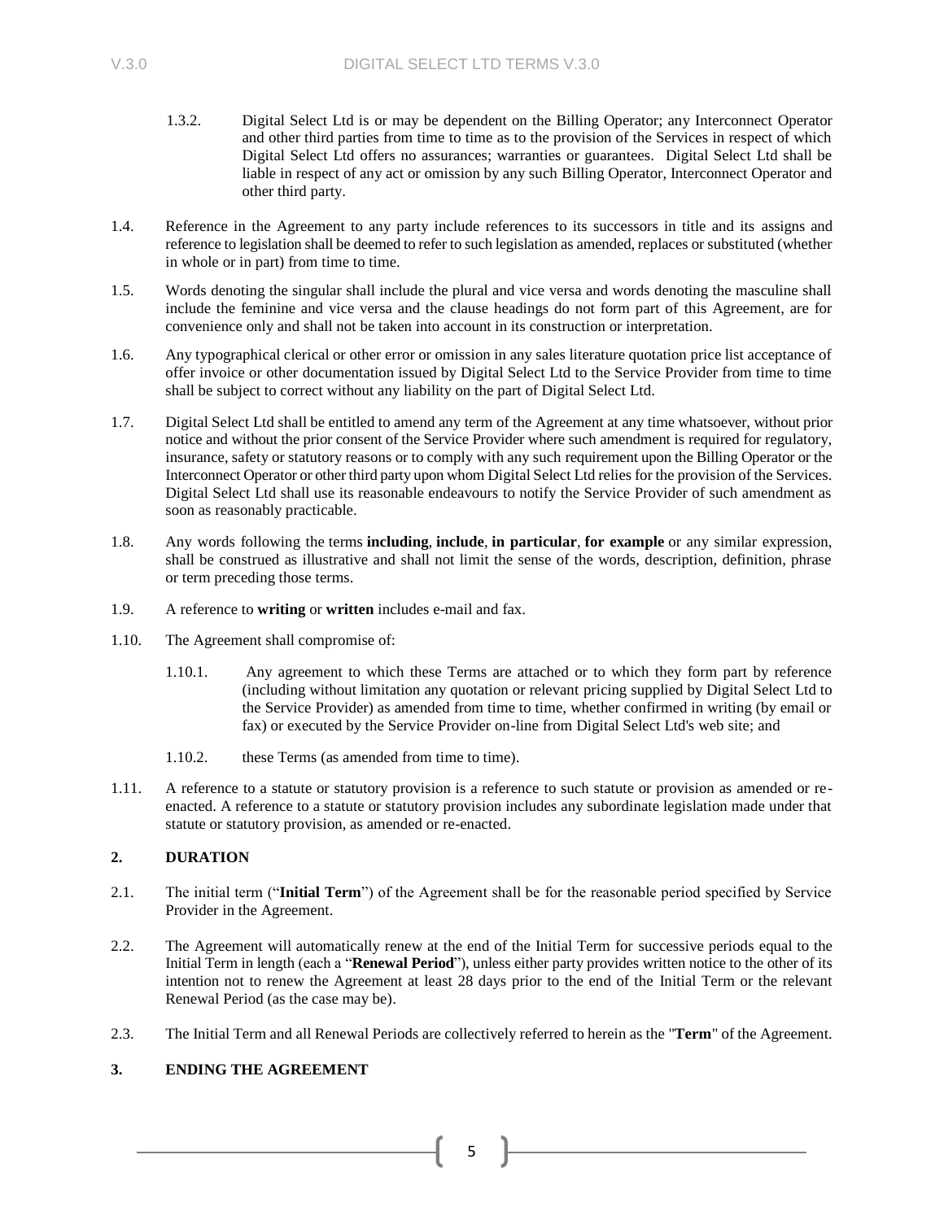1.3.2. Digital Select Ltd is or may be dependent on the Billing Operator; any Interconnect Operator and other third parties from time to time as to the provision of the Services in respect of which Digital Select Ltd offers no assurances; warranties or guarantees. Digital Select Ltd shall be liable in respect of any act or omission by any such Billing Operator, Interconnect Operator and other third party.

1.4. Reference in the Agreement to any party include references to its successors in title and its assigns and reference to legislation shall be deemed to refer to such legislation as amended, replaces or substituted (whether in whole or in part) from time to time.

1.5. Words denoting the singular shall include the plural and vice versa and words denoting the masculine shall include the feminine and vice versa and the clause headings do not form part of this Agreement, are for convenience only and shall not be taken into account in its construction or interpretation.

1.6. Any typographical clerical or other error or omission in any sales literature quotation price list acceptance of offer invoice or other documentation issued by Digital Select Ltd to the Service Provider from time to time shall be subject to correct without any liability on the part of Digital Select Ltd.

1.7. Digital Select Ltd shall be entitled to amend any term of the Agreement at any time whatsoever, without prior notice and without the prior consent of the Service Provider where such amendment is required for regulatory, insurance, safety or statutory reasons or to comply with any such requirement upon the Billing Operator or the Interconnect Operator or other third party upon whom Digital Select Ltd relies for the provision of the Services. Digital Select Ltd shall use its reasonable endeavours to notify the Service Provider of such amendment as soon as reasonably practicable.

1.8. Any words following the terms **including**, **include**, **in particular**, **for example** or any similar expression, shall be construed as illustrative and shall not limit the sense of the words, description, definition, phrase or term preceding those terms.

1.9. A reference to **writing** or **written** includes e-mail and fax.

1.10. The Agreement shall compromise of:

1.10.1. Any agreement to which these Terms are attached or to which they form part by reference (including without limitation any quotation or relevant pricing supplied by Digital Select Ltd to the Service Provider) as amended from time to time, whether confirmed in writing (by email or fax) or executed by the Service Provider on-line from Digital Select Ltd's web site; and

1.10.2. these Terms (as amended from time to time).

1.11. A reference to a statute or statutory provision is a reference to such statute or provision as amended or re-enacted. A reference to a statute or statutory provision includes any subordinate legislation made under that statute or statutory provision, as amended or re-enacted.

## 2. DURATION

2.1. The initial term ("**Initial Term**") of the Agreement shall be for the reasonable period specified by Service Provider in the Agreement.

2.2. The Agreement will automatically renew at the end of the Initial Term for successive periods equal to the Initial Term in length (each a "**Renewal Period**"), unless either party provides written notice to the other of its intention not to renew the Agreement at least 28 days prior to the end of the Initial Term or the relevant Renewal Period (as the case may be).

2.3. The Initial Term and all Renewal Periods are collectively referred to herein as the "**Term**" of the Agreement.

## 3. ENDING THE AGREEMENT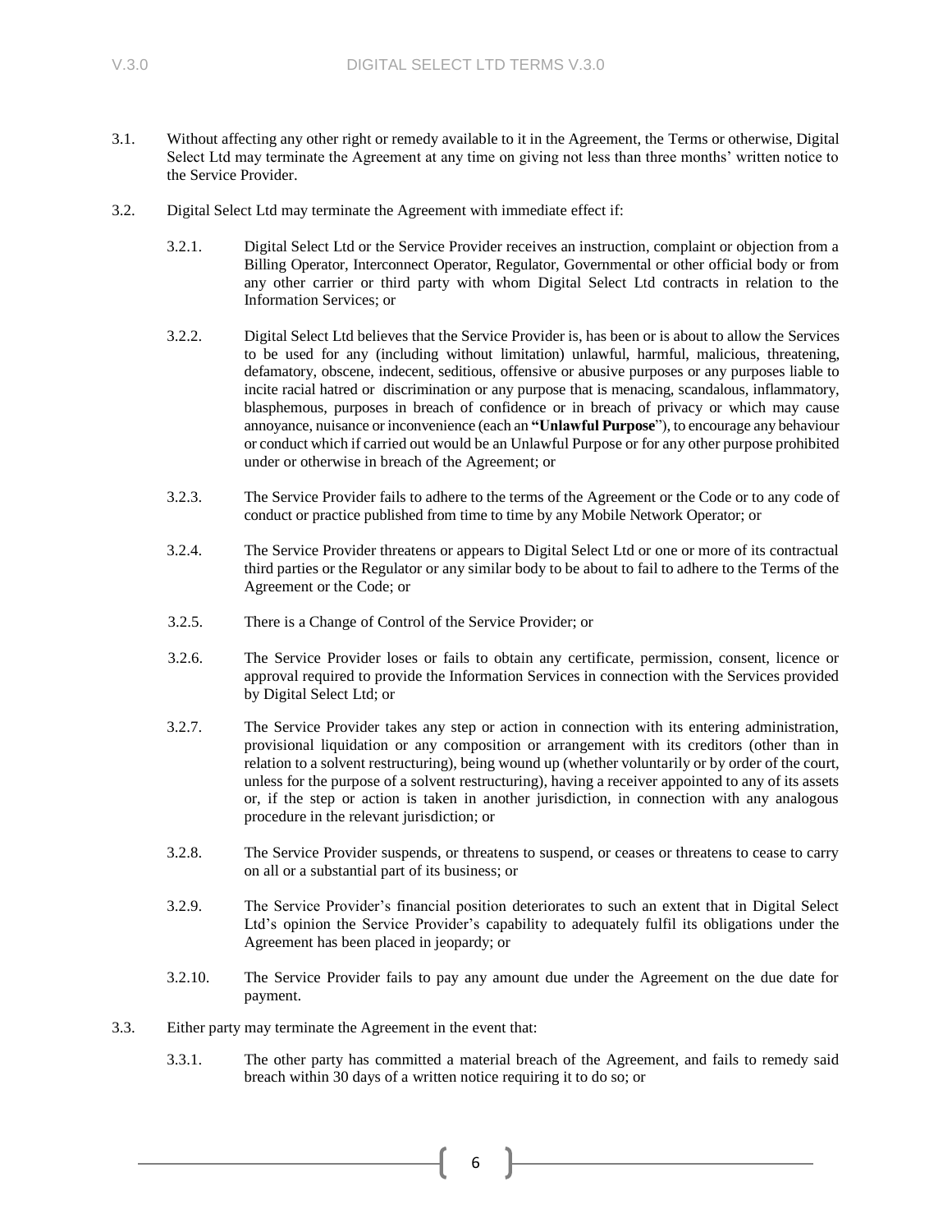3.1. Without affecting any other right or remedy available to it in the Agreement, the Terms or otherwise, Digital Select Ltd may terminate the Agreement at any time on giving not less than three months' written notice to the Service Provider.

3.2. Digital Select Ltd may terminate the Agreement with immediate effect if:

3.2.1. Digital Select Ltd or the Service Provider receives an instruction, complaint or objection from a Billing Operator, Interconnect Operator, Regulator, Governmental or other official body or from any other carrier or third party with whom Digital Select Ltd contracts in relation to the Information Services; or

3.2.2. Digital Select Ltd believes that the Service Provider is, has been or is about to allow the Services to be used for any (including without limitation) unlawful, harmful, malicious, threatening, defamatory, obscene, indecent, seditious, offensive or abusive purposes or any purposes liable to incite racial hatred or discrimination or any purpose that is menacing, scandalous, inflammatory, blasphemous, purposes in breach of confidence or in breach of privacy or which may cause annoyance, nuisance or inconvenience (each an **"Unlawful Purpose"**), to encourage any behaviour or conduct which if carried out would be an Unlawful Purpose or for any other purpose prohibited under or otherwise in breach of the Agreement; or

3.2.3. The Service Provider fails to adhere to the terms of the Agreement or the Code or to any code of conduct or practice published from time to time by any Mobile Network Operator; or

3.2.4. The Service Provider threatens or appears to Digital Select Ltd or one or more of its contractual third parties or the Regulator or any similar body to be about to fail to adhere to the Terms of the Agreement or the Code; or

3.2.5. There is a Change of Control of the Service Provider; or

3.2.6. The Service Provider loses or fails to obtain any certificate, permission, consent, licence or approval required to provide the Information Services in connection with the Services provided by Digital Select Ltd; or

3.2.7. The Service Provider takes any step or action in connection with its entering administration, provisional liquidation or any composition or arrangement with its creditors (other than in relation to a solvent restructuring), being wound up (whether voluntarily or by order of the court, unless for the purpose of a solvent restructuring), having a receiver appointed to any of its assets or, if the step or action is taken in another jurisdiction, in connection with any analogous procedure in the relevant jurisdiction; or

3.2.8. The Service Provider suspends, or threatens to suspend, or ceases or threatens to cease to carry on all or a substantial part of its business; or

3.2.9. The Service Provider's financial position deteriorates to such an extent that in Digital Select Ltd's opinion the Service Provider's capability to adequately fulfil its obligations under the Agreement has been placed in jeopardy; or

3.2.10. The Service Provider fails to pay any amount due under the Agreement on the due date for payment.

3.3. Either party may terminate the Agreement in the event that:

3.3.1. The other party has committed a material breach of the Agreement, and fails to remedy said breach within 30 days of a written notice requiring it to do so; or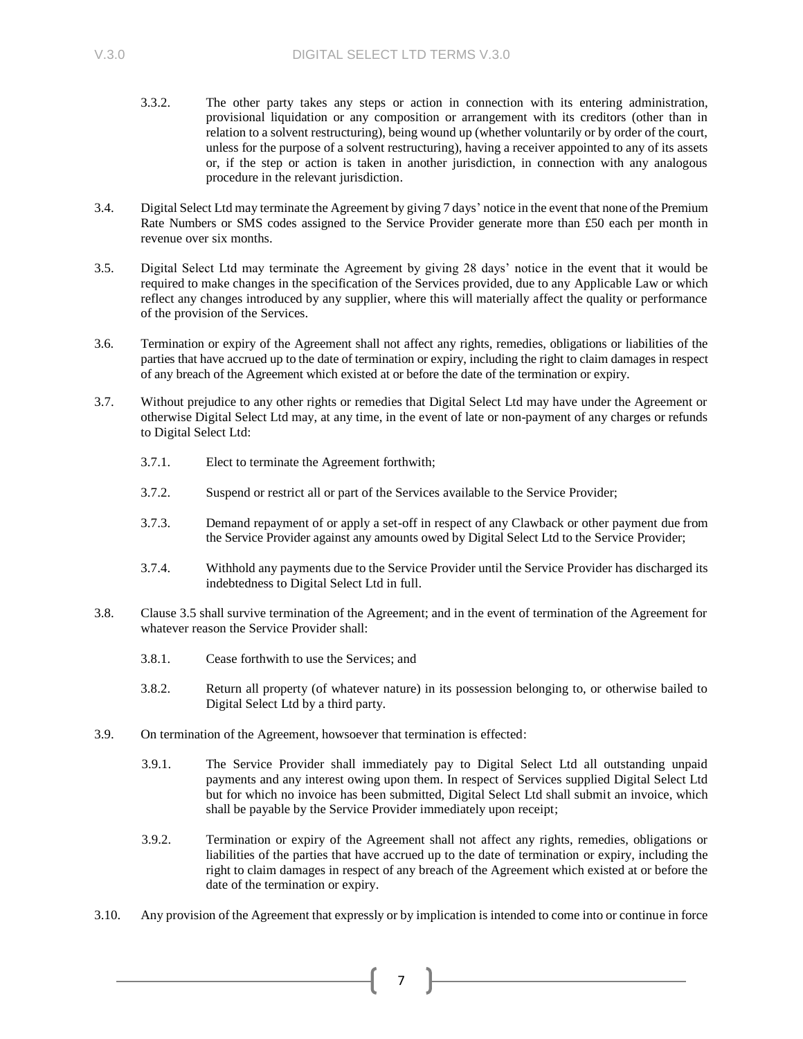3.3.2. The other party takes any steps or action in connection with its entering administration, provisional liquidation or any composition or arrangement with its creditors (other than in relation to a solvent restructuring), being wound up (whether voluntarily or by order of the court, unless for the purpose of a solvent restructuring), having a receiver appointed to any of its assets or, if the step or action is taken in another jurisdiction, in connection with any analogous procedure in the relevant jurisdiction.

3.4. Digital Select Ltd may terminate the Agreement by giving 7 days' notice in the event that none of the Premium Rate Numbers or SMS codes assigned to the Service Provider generate more than £50 each per month in revenue over six months.

3.5. Digital Select Ltd may terminate the Agreement by giving 28 days' notice in the event that it would be required to make changes in the specification of the Services provided, due to any Applicable Law or which reflect any changes introduced by any supplier, where this will materially affect the quality or performance of the provision of the Services.

3.6. Termination or expiry of the Agreement shall not affect any rights, remedies, obligations or liabilities of the parties that have accrued up to the date of termination or expiry, including the right to claim damages in respect of any breach of the Agreement which existed at or before the date of the termination or expiry.

3.7. Without prejudice to any other rights or remedies that Digital Select Ltd may have under the Agreement or otherwise Digital Select Ltd may, at any time, in the event of late or non-payment of any charges or refunds to Digital Select Ltd:

3.7.1. Elect to terminate the Agreement forthwith;

3.7.2. Suspend or restrict all or part of the Services available to the Service Provider;

3.7.3. Demand repayment of or apply a set-off in respect of any Clawback or other payment due from the Service Provider against any amounts owed by Digital Select Ltd to the Service Provider;

3.7.4. Withhold any payments due to the Service Provider until the Service Provider has discharged its indebtedness to Digital Select Ltd in full.

3.8. Clause 3.5 shall survive termination of the Agreement; and in the event of termination of the Agreement for whatever reason the Service Provider shall:

3.8.1. Cease forthwith to use the Services; and

3.8.2. Return all property (of whatever nature) in its possession belonging to, or otherwise bailed to Digital Select Ltd by a third party.

3.9. On termination of the Agreement, howsoever that termination is effected:

3.9.1. The Service Provider shall immediately pay to Digital Select Ltd all outstanding unpaid payments and any interest owing upon them. In respect of Services supplied Digital Select Ltd but for which no invoice has been submitted, Digital Select Ltd shall submit an invoice, which shall be payable by the Service Provider immediately upon receipt;

3.9.2. Termination or expiry of the Agreement shall not affect any rights, remedies, obligations or liabilities of the parties that have accrued up to the date of termination or expiry, including the right to claim damages in respect of any breach of the Agreement which existed at or before the date of the termination or expiry.

3.10. Any provision of the Agreement that expressly or by implication is intended to come into or continue in force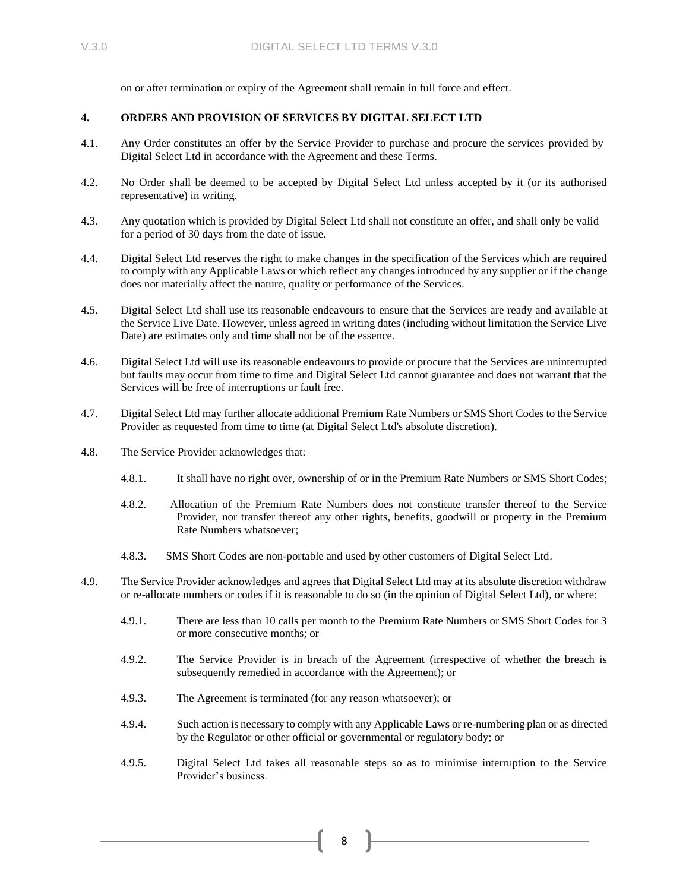on or after termination or expiry of the Agreement shall remain in full force and effect.

## 4. ORDERS AND PROVISION OF SERVICES BY DIGITAL SELECT LTD

4.1. Any Order constitutes an offer by the Service Provider to purchase and procure the services provided by Digital Select Ltd in accordance with the Agreement and these Terms.

4.2. No Order shall be deemed to be accepted by Digital Select Ltd unless accepted by it (or its authorised representative) in writing.

4.3. Any quotation which is provided by Digital Select Ltd shall not constitute an offer, and shall only be valid for a period of 30 days from the date of issue.

4.4. Digital Select Ltd reserves the right to make changes in the specification of the Services which are required to comply with any Applicable Laws or which reflect any changes introduced by any supplier or if the change does not materially affect the nature, quality or performance of the Services.

4.5. Digital Select Ltd shall use its reasonable endeavours to ensure that the Services are ready and available at the Service Live Date. However, unless agreed in writing dates (including without limitation the Service Live Date) are estimates only and time shall not be of the essence.

4.6. Digital Select Ltd will use its reasonable endeavours to provide or procure that the Services are uninterrupted but faults may occur from time to time and Digital Select Ltd cannot guarantee and does not warrant that the Services will be free of interruptions or fault free.

4.7. Digital Select Ltd may further allocate additional Premium Rate Numbers or SMS Short Codes to the Service Provider as requested from time to time (at Digital Select Ltd's absolute discretion).

4.8. The Service Provider acknowledges that:

4.8.1. It shall have no right over, ownership of or in the Premium Rate Numbers or SMS Short Codes;

4.8.2. Allocation of the Premium Rate Numbers does not constitute transfer thereof to the Service Provider, nor transfer thereof any other rights, benefits, goodwill or property in the Premium Rate Numbers whatsoever;

4.8.3. SMS Short Codes are non-portable and used by other customers of Digital Select Ltd.

4.9. The Service Provider acknowledges and agrees that Digital Select Ltd may at its absolute discretion withdraw or re-allocate numbers or codes if it is reasonable to do so (in the opinion of Digital Select Ltd), or where:

4.9.1. There are less than 10 calls per month to the Premium Rate Numbers or SMS Short Codes for 3 or more consecutive months; or

4.9.2. The Service Provider is in breach of the Agreement (irrespective of whether the breach is subsequently remedied in accordance with the Agreement); or

4.9.3. The Agreement is terminated (for any reason whatsoever); or

4.9.4. Such action is necessary to comply with any Applicable Laws or re-numbering plan or as directed by the Regulator or other official or governmental or regulatory body; or

4.9.5. Digital Select Ltd takes all reasonable steps so as to minimise interruption to the Service Provider's business.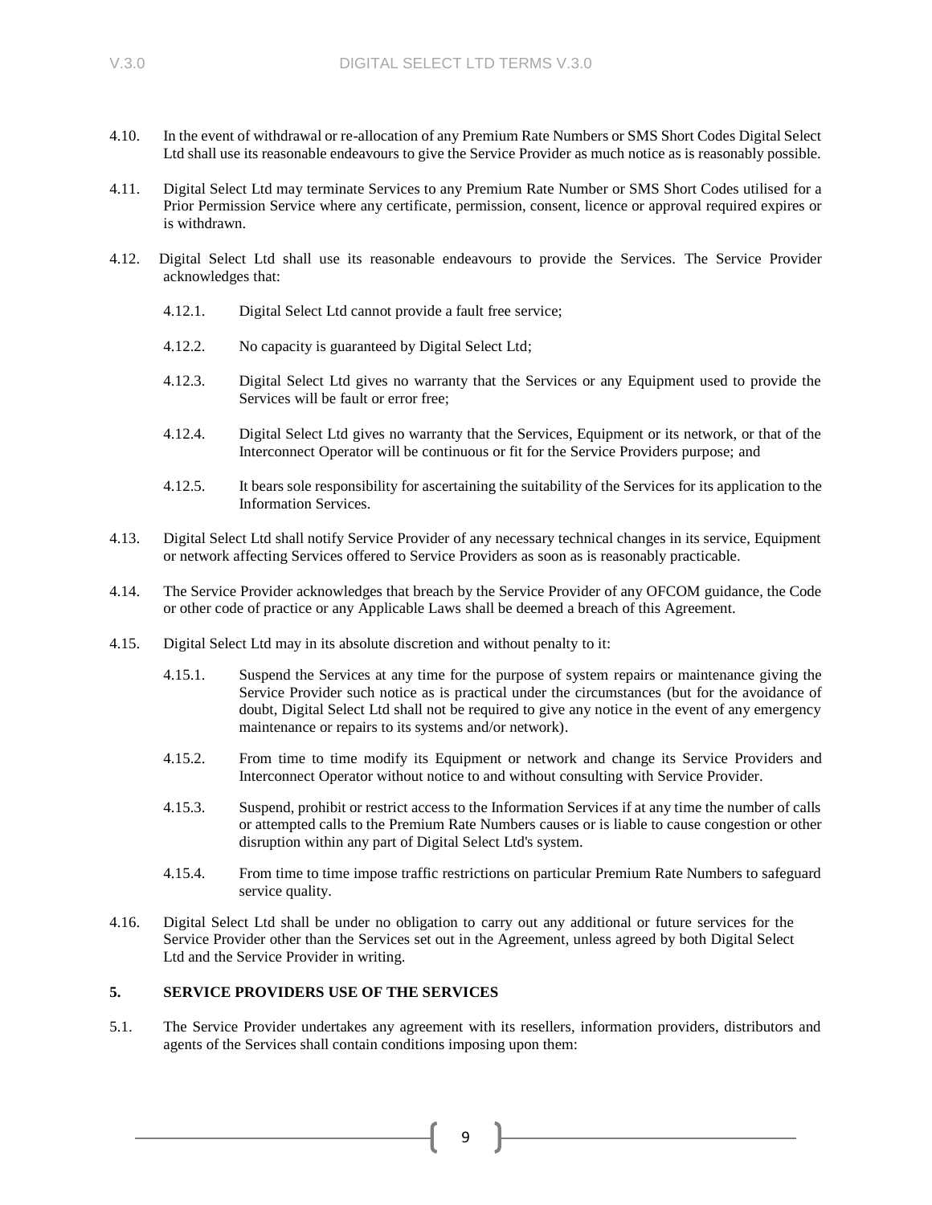4.10. In the event of withdrawal or re-allocation of any Premium Rate Numbers or SMS Short Codes Digital Select Ltd shall use its reasonable endeavours to give the Service Provider as much notice as is reasonably possible.

4.11. Digital Select Ltd may terminate Services to any Premium Rate Number or SMS Short Codes utilised for a Prior Permission Service where any certificate, permission, consent, licence or approval required expires or is withdrawn.

4.12. Digital Select Ltd shall use its reasonable endeavours to provide the Services. The Service Provider acknowledges that:

4.12.1. Digital Select Ltd cannot provide a fault free service;

4.12.2. No capacity is guaranteed by Digital Select Ltd;

4.12.3. Digital Select Ltd gives no warranty that the Services or any Equipment used to provide the Services will be fault or error free;

4.12.4. Digital Select Ltd gives no warranty that the Services, Equipment or its network, or that of the Interconnect Operator will be continuous or fit for the Service Providers purpose; and

4.12.5. It bears sole responsibility for ascertaining the suitability of the Services for its application to the Information Services.

4.13. Digital Select Ltd shall notify Service Provider of any necessary technical changes in its service, Equipment or network affecting Services offered to Service Providers as soon as is reasonably practicable.

4.14. The Service Provider acknowledges that breach by the Service Provider of any OFCOM guidance, the Code or other code of practice or any Applicable Laws shall be deemed a breach of this Agreement.

4.15. Digital Select Ltd may in its absolute discretion and without penalty to it:

4.15.1. Suspend the Services at any time for the purpose of system repairs or maintenance giving the Service Provider such notice as is practical under the circumstances (but for the avoidance of doubt, Digital Select Ltd shall not be required to give any notice in the event of any emergency maintenance or repairs to its systems and/or network).

4.15.2. From time to time modify its Equipment or network and change its Service Providers and Interconnect Operator without notice to and without consulting with Service Provider.

4.15.3. Suspend, prohibit or restrict access to the Information Services if at any time the number of calls or attempted calls to the Premium Rate Numbers causes or is liable to cause congestion or other disruption within any part of Digital Select Ltd's system.

4.15.4. From time to time impose traffic restrictions on particular Premium Rate Numbers to safeguard service quality.

4.16. Digital Select Ltd shall be under no obligation to carry out any additional or future services for the Service Provider other than the Services set out in the Agreement, unless agreed by both Digital Select Ltd and the Service Provider in writing.

## 5. SERVICE PROVIDERS USE OF THE SERVICES

5.1. The Service Provider undertakes any agreement with its resellers, information providers, distributors and agents of the Services shall contain conditions imposing upon them: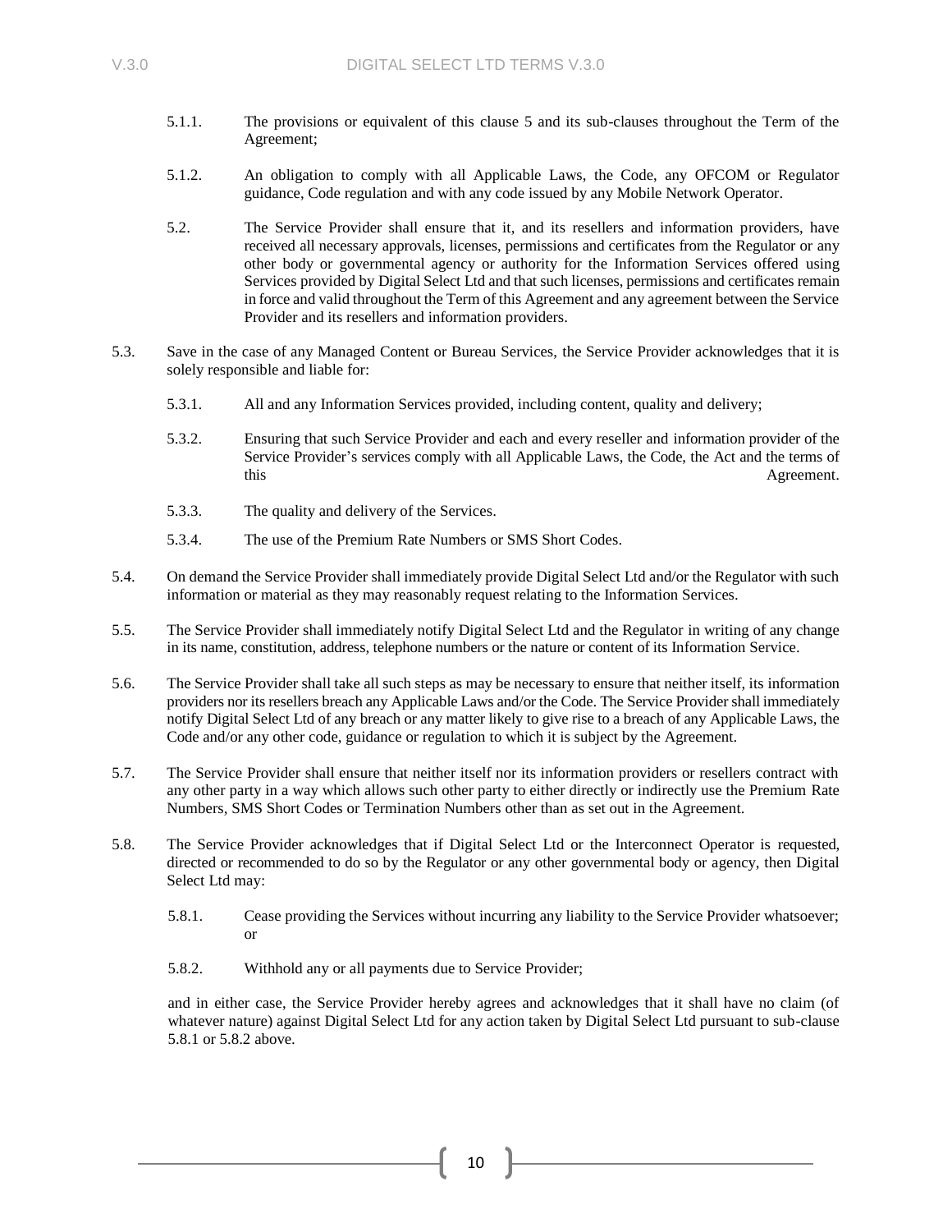5.1.1. The provisions or equivalent of this clause 5 and its sub-clauses throughout the Term of the Agreement;

5.1.2. An obligation to comply with all Applicable Laws, the Code, any OFCOM or Regulator guidance, Code regulation and with any code issued by any Mobile Network Operator.

5.2. The Service Provider shall ensure that it, and its resellers and information providers, have received all necessary approvals, licenses, permissions and certificates from the Regulator or any other body or governmental agency or authority for the Information Services offered using Services provided by Digital Select Ltd and that such licenses, permissions and certificates remain in force and valid throughout the Term of this Agreement and any agreement between the Service Provider and its resellers and information providers.

5.3. Save in the case of any Managed Content or Bureau Services, the Service Provider acknowledges that it is solely responsible and liable for:

5.3.1. All and any Information Services provided, including content, quality and delivery;

5.3.2. Ensuring that such Service Provider and each and every reseller and information provider of the Service Provider's services comply with all Applicable Laws, the Code, the Act and the terms of this Agreement.

5.3.3. The quality and delivery of the Services.

5.3.4. The use of the Premium Rate Numbers or SMS Short Codes.

5.4. On demand the Service Provider shall immediately provide Digital Select Ltd and/or the Regulator with such information or material as they may reasonably request relating to the Information Services.

5.5. The Service Provider shall immediately notify Digital Select Ltd and the Regulator in writing of any change in its name, constitution, address, telephone numbers or the nature or content of its Information Service.

5.6. The Service Provider shall take all such steps as may be necessary to ensure that neither itself, its information providers nor its resellers breach any Applicable Laws and/or the Code. The Service Provider shall immediately notify Digital Select Ltd of any breach or any matter likely to give rise to a breach of any Applicable Laws, the Code and/or any other code, guidance or regulation to which it is subject by the Agreement.

5.7. The Service Provider shall ensure that neither itself nor its information providers or resellers contract with any other party in a way which allows such other party to either directly or indirectly use the Premium Rate Numbers, SMS Short Codes or Termination Numbers other than as set out in the Agreement.

5.8. The Service Provider acknowledges that if Digital Select Ltd or the Interconnect Operator is requested, directed or recommended to do so by the Regulator or any other governmental body or agency, then Digital Select Ltd may:

5.8.1. Cease providing the Services without incurring any liability to the Service Provider whatsoever; or

5.8.2. Withhold any or all payments due to Service Provider;

and in either case, the Service Provider hereby agrees and acknowledges that it shall have no claim (of whatever nature) against Digital Select Ltd for any action taken by Digital Select Ltd pursuant to sub-clause 5.8.1 or 5.8.2 above.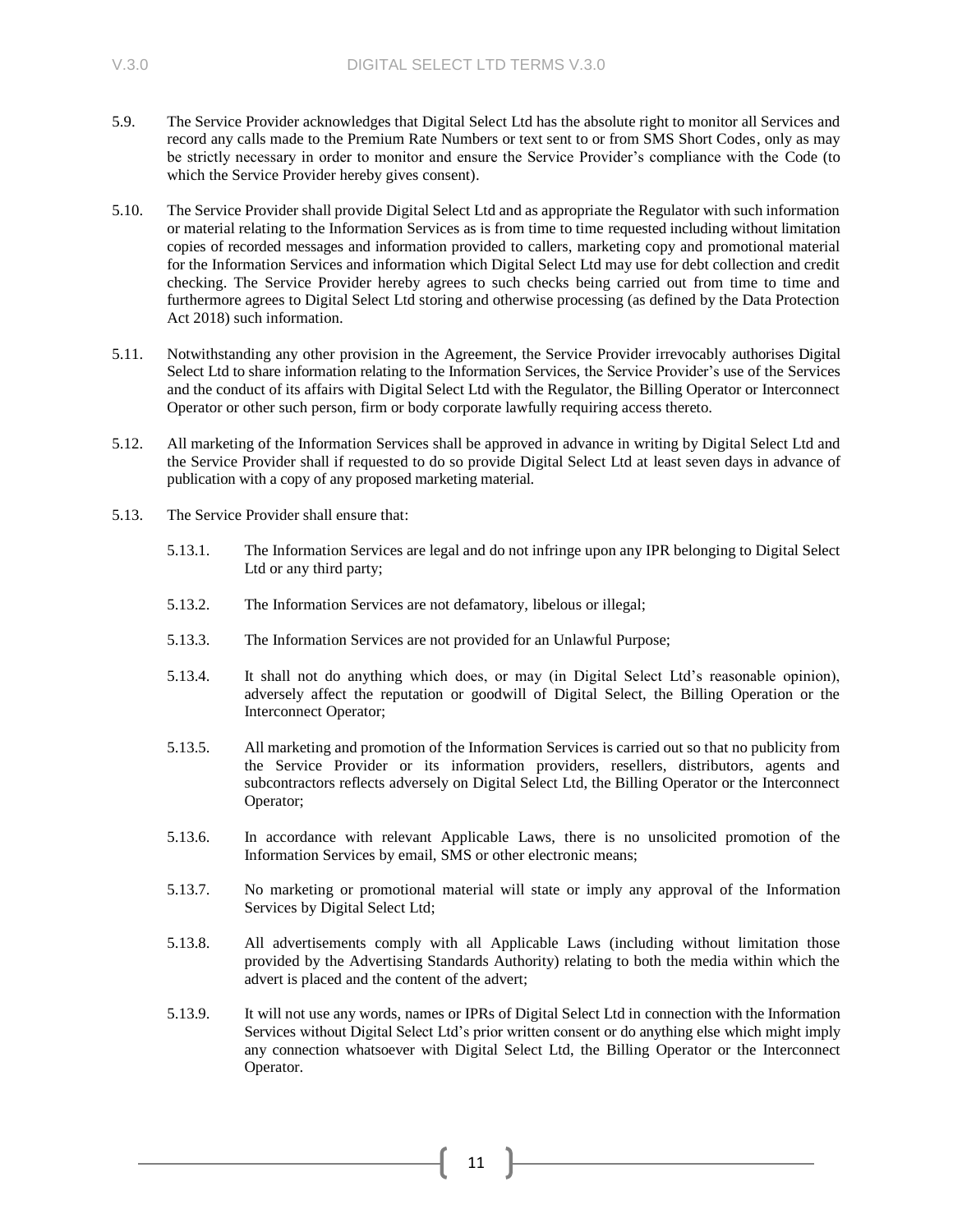5.9. The Service Provider acknowledges that Digital Select Ltd has the absolute right to monitor all Services and record any calls made to the Premium Rate Numbers or text sent to or from SMS Short Codes, only as may be strictly necessary in order to monitor and ensure the Service Provider's compliance with the Code (to which the Service Provider hereby gives consent).

5.10. The Service Provider shall provide Digital Select Ltd and as appropriate the Regulator with such information or material relating to the Information Services as is from time to time requested including without limitation copies of recorded messages and information provided to callers, marketing copy and promotional material for the Information Services and information which Digital Select Ltd may use for debt collection and credit checking. The Service Provider hereby agrees to such checks being carried out from time to time and furthermore agrees to Digital Select Ltd storing and otherwise processing (as defined by the Data Protection Act 2018) such information.

5.11. Notwithstanding any other provision in the Agreement, the Service Provider irrevocably authorises Digital Select Ltd to share information relating to the Information Services, the Service Provider's use of the Services and the conduct of its affairs with Digital Select Ltd with the Regulator, the Billing Operator or Interconnect Operator or other such person, firm or body corporate lawfully requiring access thereto.

5.12. All marketing of the Information Services shall be approved in advance in writing by Digital Select Ltd and the Service Provider shall if requested to do so provide Digital Select Ltd at least seven days in advance of publication with a copy of any proposed marketing material.

5.13. The Service Provider shall ensure that:

5.13.1. The Information Services are legal and do not infringe upon any IPR belonging to Digital Select Ltd or any third party;

5.13.2. The Information Services are not defamatory, libelous or illegal;

5.13.3. The Information Services are not provided for an Unlawful Purpose;

5.13.4. It shall not do anything which does, or may (in Digital Select Ltd's reasonable opinion), adversely affect the reputation or goodwill of Digital Select, the Billing Operation or the Interconnect Operator;

5.13.5. All marketing and promotion of the Information Services is carried out so that no publicity from the Service Provider or its information providers, resellers, distributors, agents and subcontractors reflects adversely on Digital Select Ltd, the Billing Operator or the Interconnect Operator;

5.13.6. In accordance with relevant Applicable Laws, there is no unsolicited promotion of the Information Services by email, SMS or other electronic means;

5.13.7. No marketing or promotional material will state or imply any approval of the Information Services by Digital Select Ltd;

5.13.8. All advertisements comply with all Applicable Laws (including without limitation those provided by the Advertising Standards Authority) relating to both the media within which the advert is placed and the content of the advert;

5.13.9. It will not use any words, names or IPRs of Digital Select Ltd in connection with the Information Services without Digital Select Ltd's prior written consent or do anything else which might imply any connection whatsoever with Digital Select Ltd, the Billing Operator or the Interconnect Operator.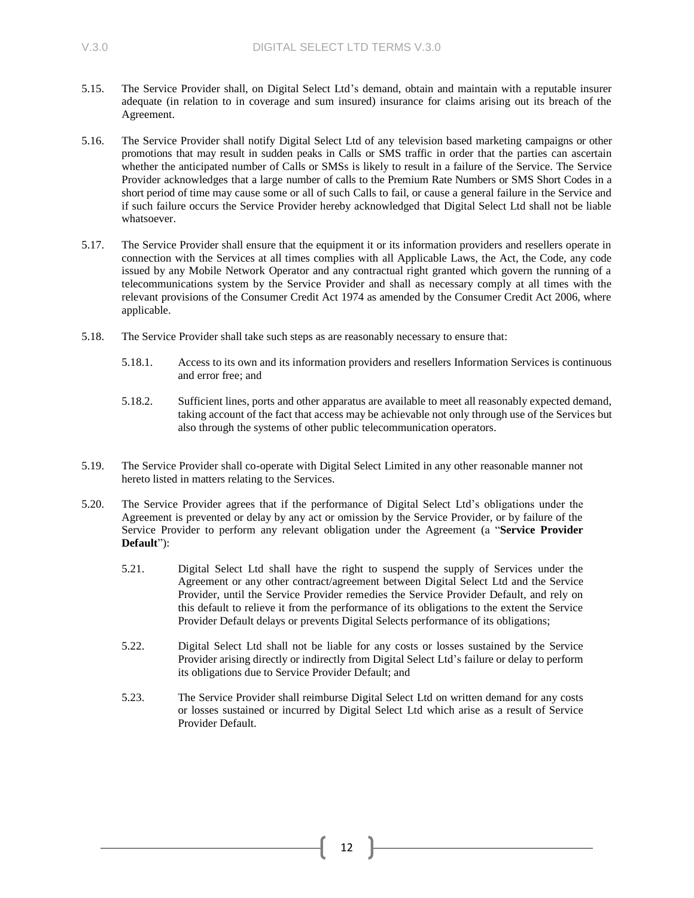5.15. The Service Provider shall, on Digital Select Ltd's demand, obtain and maintain with a reputable insurer adequate (in relation to in coverage and sum insured) insurance for claims arising out its breach of the Agreement.

5.16. The Service Provider shall notify Digital Select Ltd of any television based marketing campaigns or other promotions that may result in sudden peaks in Calls or SMS traffic in order that the parties can ascertain whether the anticipated number of Calls or SMSs is likely to result in a failure of the Service. The Service Provider acknowledges that a large number of calls to the Premium Rate Numbers or SMS Short Codes in a short period of time may cause some or all of such Calls to fail, or cause a general failure in the Service and if such failure occurs the Service Provider hereby acknowledged that Digital Select Ltd shall not be liable whatsoever.

5.17. The Service Provider shall ensure that the equipment it or its information providers and resellers operate in connection with the Services at all times complies with all Applicable Laws, the Act, the Code, any code issued by any Mobile Network Operator and any contractual right granted which govern the running of a telecommunications system by the Service Provider and shall as necessary comply at all times with the relevant provisions of the Consumer Credit Act 1974 as amended by the Consumer Credit Act 2006, where applicable.

5.18. The Service Provider shall take such steps as are reasonably necessary to ensure that:

5.18.1. Access to its own and its information providers and resellers Information Services is continuous and error free; and

5.18.2. Sufficient lines, ports and other apparatus are available to meet all reasonably expected demand, taking account of the fact that access may be achievable not only through use of the Services but also through the systems of other public telecommunication operators.

5.19. The Service Provider shall co-operate with Digital Select Limited in any other reasonable manner not hereto listed in matters relating to the Services.

5.20. The Service Provider agrees that if the performance of Digital Select Ltd's obligations under the Agreement is prevented or delay by any act or omission by the Service Provider, or by failure of the Service Provider to perform any relevant obligation under the Agreement (a "**Service Provider Default**"):

5.21. Digital Select Ltd shall have the right to suspend the supply of Services under the Agreement or any other contract/agreement between Digital Select Ltd and the Service Provider, until the Service Provider remedies the Service Provider Default, and rely on this default to relieve it from the performance of its obligations to the extent the Service Provider Default delays or prevents Digital Selects performance of its obligations;

5.22. Digital Select Ltd shall not be liable for any costs or losses sustained by the Service Provider arising directly or indirectly from Digital Select Ltd's failure or delay to perform its obligations due to Service Provider Default; and

5.23. The Service Provider shall reimburse Digital Select Ltd on written demand for any costs or losses sustained or incurred by Digital Select Ltd which arise as a result of Service Provider Default.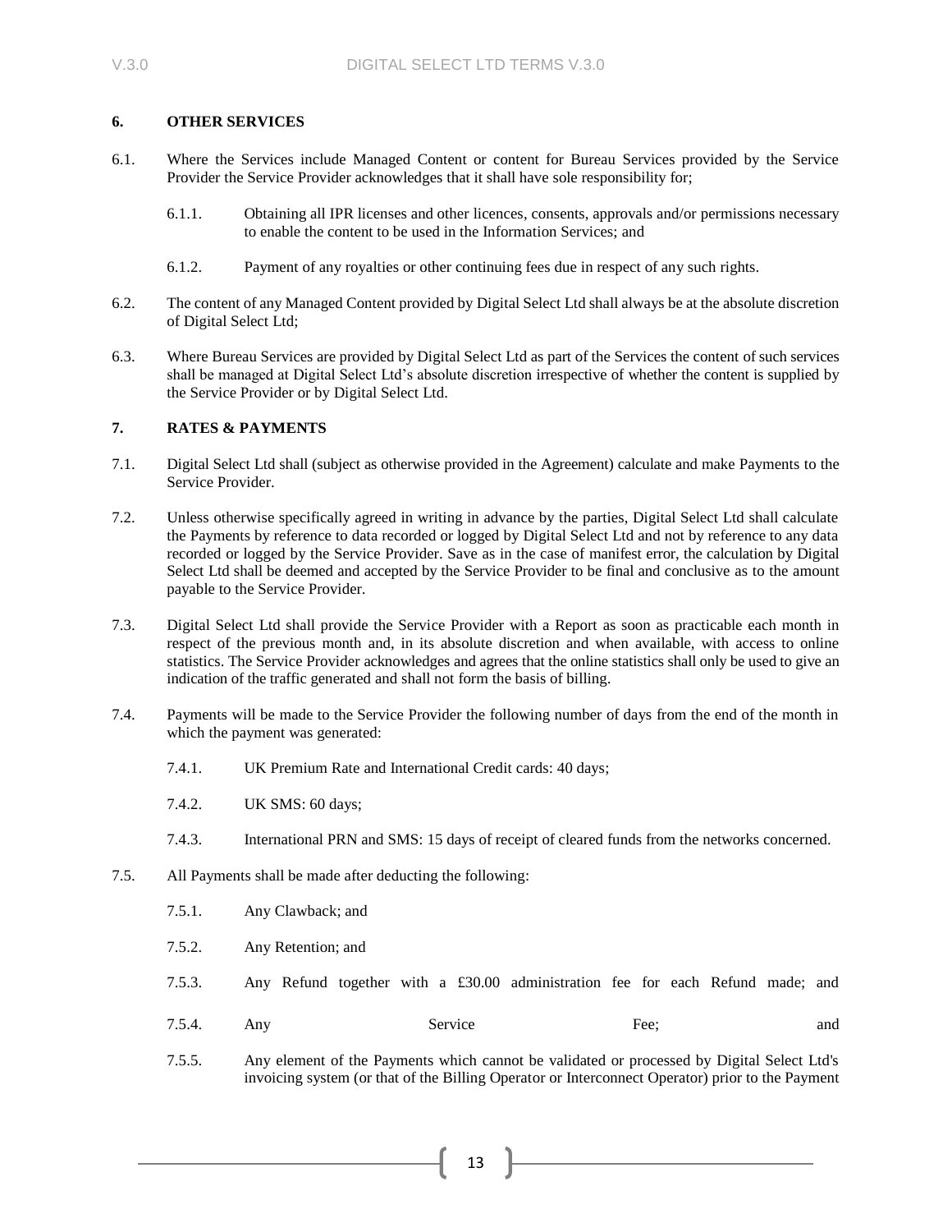## 6. OTHER SERVICES

6.1. Where the Services include Managed Content or content for Bureau Services provided by the Service Provider the Service Provider acknowledges that it shall have sole responsibility for;

6.1.1. Obtaining all IPR licenses and other licences, consents, approvals and/or permissions necessary to enable the content to be used in the Information Services; and

6.1.2. Payment of any royalties or other continuing fees due in respect of any such rights.

6.2. The content of any Managed Content provided by Digital Select Ltd shall always be at the absolute discretion of Digital Select Ltd;

6.3. Where Bureau Services are provided by Digital Select Ltd as part of the Services the content of such services shall be managed at Digital Select Ltd's absolute discretion irrespective of whether the content is supplied by the Service Provider or by Digital Select Ltd.

## 7. RATES & PAYMENTS

7.1. Digital Select Ltd shall (subject as otherwise provided in the Agreement) calculate and make Payments to the Service Provider.

7.2. Unless otherwise specifically agreed in writing in advance by the parties, Digital Select Ltd shall calculate the Payments by reference to data recorded or logged by Digital Select Ltd and not by reference to any data recorded or logged by the Service Provider. Save as in the case of manifest error, the calculation by Digital Select Ltd shall be deemed and accepted by the Service Provider to be final and conclusive as to the amount payable to the Service Provider.

7.3. Digital Select Ltd shall provide the Service Provider with a Report as soon as practicable each month in respect of the previous month and, in its absolute discretion and when available, with access to online statistics. The Service Provider acknowledges and agrees that the online statistics shall only be used to give an indication of the traffic generated and shall not form the basis of billing.

7.4. Payments will be made to the Service Provider the following number of days from the end of the month in which the payment was generated:

7.4.1. UK Premium Rate and International Credit cards: 40 days;

7.4.2. UK SMS: 60 days;

7.4.3. International PRN and SMS: 15 days of receipt of cleared funds from the networks concerned.

7.5. All Payments shall be made after deducting the following:

7.5.1. Any Clawback; and

7.5.2. Any Retention; and

7.5.3. Any Refund together with a £30.00 administration fee for each Refund made; and

7.5.4. Any Service Fee; and

7.5.5. Any element of the Payments which cannot be validated or processed by Digital Select Ltd's invoicing system (or that of the Billing Operator or Interconnect Operator) prior to the Payment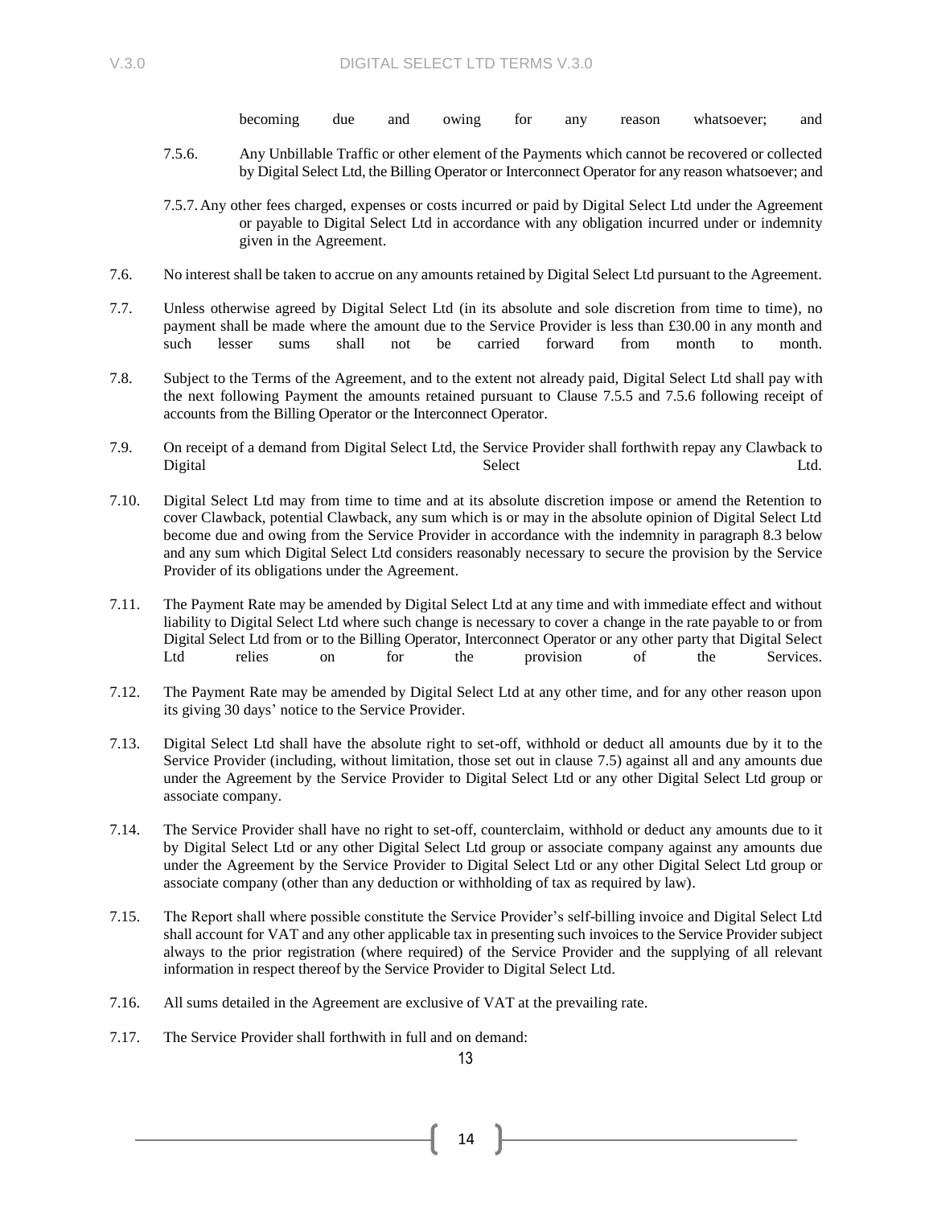becoming due and owing for any reason whatsoever; and

7.5.6. Any Unbillable Traffic or other element of the Payments which cannot be recovered or collected by Digital Select Ltd, the Billing Operator or Interconnect Operator for any reason whatsoever; and

7.5.7. Any other fees charged, expenses or costs incurred or paid by Digital Select Ltd under the Agreement or payable to Digital Select Ltd in accordance with any obligation incurred under or indemnity given in the Agreement.

7.6. No interest shall be taken to accrue on any amounts retained by Digital Select Ltd pursuant to the Agreement.

7.7. Unless otherwise agreed by Digital Select Ltd (in its absolute and sole discretion from time to time), no payment shall be made where the amount due to the Service Provider is less than £30.00 in any month and such lesser sums shall not be carried forward from month to month.

7.8. Subject to the Terms of the Agreement, and to the extent not already paid, Digital Select Ltd shall pay with the next following Payment the amounts retained pursuant to Clause 7.5.5 and 7.5.6 following receipt of accounts from the Billing Operator or the Interconnect Operator.

7.9. On receipt of a demand from Digital Select Ltd, the Service Provider shall forthwith repay any Clawback to Digital Select Ltd.

7.10. Digital Select Ltd may from time to time and at its absolute discretion impose or amend the Retention to cover Clawback, potential Clawback, any sum which is or may in the absolute opinion of Digital Select Ltd become due and owing from the Service Provider in accordance with the indemnity in paragraph 8.3 below and any sum which Digital Select Ltd considers reasonably necessary to secure the provision by the Service Provider of its obligations under the Agreement.

7.11. The Payment Rate may be amended by Digital Select Ltd at any time and with immediate effect and without liability to Digital Select Ltd where such change is necessary to cover a change in the rate payable to or from Digital Select Ltd from or to the Billing Operator, Interconnect Operator or any other party that Digital Select Ltd relies on for the provision of the Services.

7.12. The Payment Rate may be amended by Digital Select Ltd at any other time, and for any other reason upon its giving 30 days' notice to the Service Provider.

7.13. Digital Select Ltd shall have the absolute right to set-off, withhold or deduct all amounts due by it to the Service Provider (including, without limitation, those set out in clause 7.5) against all and any amounts due under the Agreement by the Service Provider to Digital Select Ltd or any other Digital Select Ltd group or associate company.

7.14. The Service Provider shall have no right to set-off, counterclaim, withhold or deduct any amounts due to it by Digital Select Ltd or any other Digital Select Ltd group or associate company against any amounts due under the Agreement by the Service Provider to Digital Select Ltd or any other Digital Select Ltd group or associate company (other than any deduction or withholding of tax as required by law).

7.15. The Report shall where possible constitute the Service Provider's self-billing invoice and Digital Select Ltd shall account for VAT and any other applicable tax in presenting such invoices to the Service Provider subject always to the prior registration (where required) of the Service Provider and the supplying of all relevant information in respect thereof by the Service Provider to Digital Select Ltd.

7.16. All sums detailed in the Agreement are exclusive of VAT at the prevailing rate.

7.17. The Service Provider shall forthwith in full and on demand: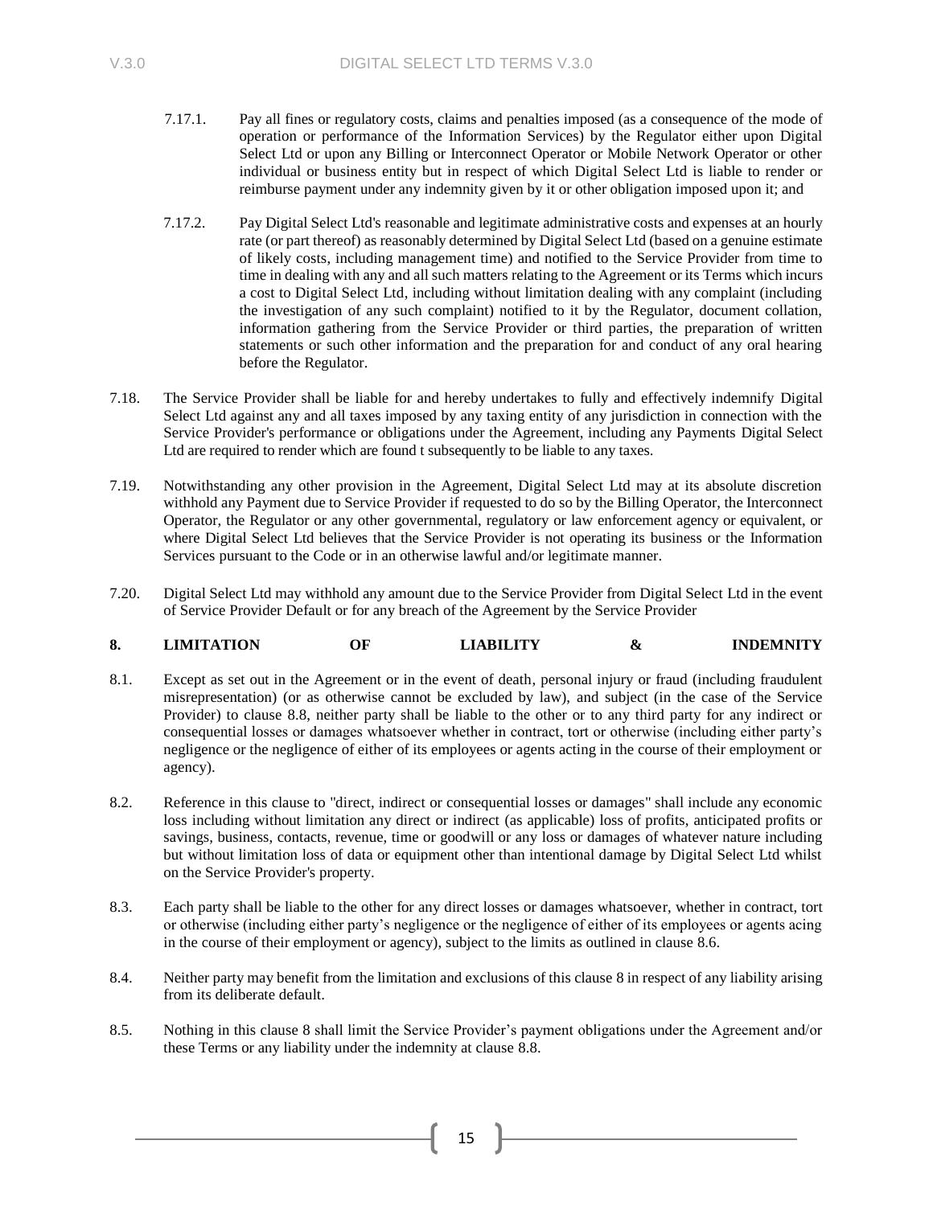7.17.1. Pay all fines or regulatory costs, claims and penalties imposed (as a consequence of the mode of operation or performance of the Information Services) by the Regulator either upon Digital Select Ltd or upon any Billing or Interconnect Operator or Mobile Network Operator or other individual or business entity but in respect of which Digital Select Ltd is liable to render or reimburse payment under any indemnity given by it or other obligation imposed upon it; and

7.17.2. Pay Digital Select Ltd's reasonable and legitimate administrative costs and expenses at an hourly rate (or part thereof) as reasonably determined by Digital Select Ltd (based on a genuine estimate of likely costs, including management time) and notified to the Service Provider from time to time in dealing with any and all such matters relating to the Agreement or its Terms which incurs a cost to Digital Select Ltd, including without limitation dealing with any complaint (including the investigation of any such complaint) notified to it by the Regulator, document collation, information gathering from the Service Provider or third parties, the preparation of written statements or such other information and the preparation for and conduct of any oral hearing before the Regulator.

7.18. The Service Provider shall be liable for and hereby undertakes to fully and effectively indemnify Digital Select Ltd against any and all taxes imposed by any taxing entity of any jurisdiction in connection with the Service Provider's performance or obligations under the Agreement, including any Payments Digital Select Ltd are required to render which are found t subsequently to be liable to any taxes.

7.19. Notwithstanding any other provision in the Agreement, Digital Select Ltd may at its absolute discretion withhold any Payment due to Service Provider if requested to do so by the Billing Operator, the Interconnect Operator, the Regulator or any other governmental, regulatory or law enforcement agency or equivalent, or where Digital Select Ltd believes that the Service Provider is not operating its business or the Information Services pursuant to the Code or in an otherwise lawful and/or legitimate manner.

7.20. Digital Select Ltd may withhold any amount due to the Service Provider from Digital Select Ltd in the event of Service Provider Default or for any breach of the Agreement by the Service Provider

## 8. LIMITATION OF LIABILITY & INDEMNITY

8.1. Except as set out in the Agreement or in the event of death, personal injury or fraud (including fraudulent misrepresentation) (or as otherwise cannot be excluded by law), and subject (in the case of the Service Provider) to clause 8.8, neither party shall be liable to the other or to any third party for any indirect or consequential losses or damages whatsoever whether in contract, tort or otherwise (including either party's negligence or the negligence of either of its employees or agents acting in the course of their employment or agency).

8.2. Reference in this clause to "direct, indirect or consequential losses or damages" shall include any economic loss including without limitation any direct or indirect (as applicable) loss of profits, anticipated profits or savings, business, contacts, revenue, time or goodwill or any loss or damages of whatever nature including but without limitation loss of data or equipment other than intentional damage by Digital Select Ltd whilst on the Service Provider's property.

8.3. Each party shall be liable to the other for any direct losses or damages whatsoever, whether in contract, tort or otherwise (including either party's negligence or the negligence of either of its employees or agents acing in the course of their employment or agency), subject to the limits as outlined in clause 8.6.

8.4. Neither party may benefit from the limitation and exclusions of this clause 8 in respect of any liability arising from its deliberate default.

8.5. Nothing in this clause 8 shall limit the Service Provider's payment obligations under the Agreement and/or these Terms or any liability under the indemnity at clause 8.8.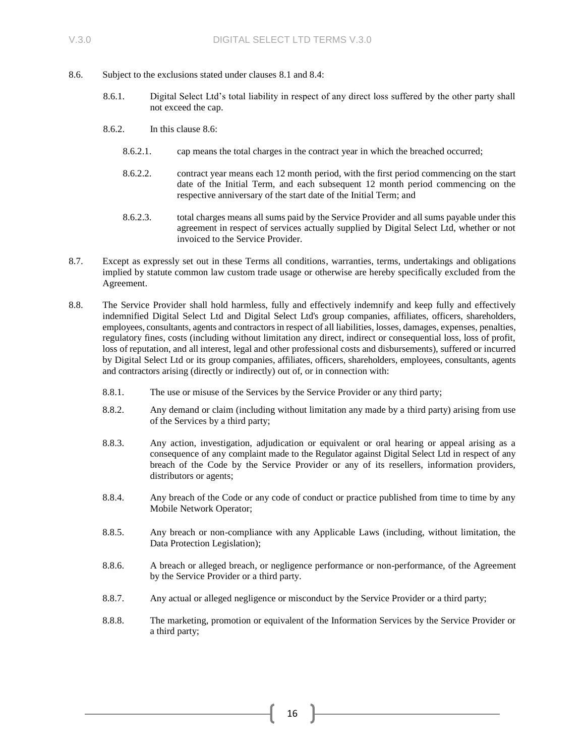8.6. Subject to the exclusions stated under clauses 8.1 and 8.4:

   8.6.1. Digital Select Ltd's total liability in respect of any direct loss suffered by the other party shall not exceed the cap.

   8.6.2. In this clause 8.6:

      8.6.2.1. cap means the total charges in the contract year in which the breached occurred;

      8.6.2.2. contract year means each 12 month period, with the first period commencing on the start date of the Initial Term, and each subsequent 12 month period commencing on the respective anniversary of the start date of the Initial Term; and

      8.6.2.3. total charges means all sums paid by the Service Provider and all sums payable under this agreement in respect of services actually supplied by Digital Select Ltd, whether or not invoiced to the Service Provider.

8.7. Except as expressly set out in these Terms all conditions, warranties, terms, undertakings and obligations implied by statute common law custom trade usage or otherwise are hereby specifically excluded from the Agreement.

8.8. The Service Provider shall hold harmless, fully and effectively indemnify and keep fully and effectively indemnified Digital Select Ltd and Digital Select Ltd's group companies, affiliates, officers, shareholders, employees, consultants, agents and contractors in respect of all liabilities, losses, damages, expenses, penalties, regulatory fines, costs (including without limitation any direct, indirect or consequential loss, loss of profit, loss of reputation, and all interest, legal and other professional costs and disbursements), suffered or incurred by Digital Select Ltd or its group companies, affiliates, officers, shareholders, employees, consultants, agents and contractors arising (directly or indirectly) out of, or in connection with:

   8.8.1. The use or misuse of the Services by the Service Provider or any third party;

   8.8.2. Any demand or claim (including without limitation any made by a third party) arising from use of the Services by a third party;

   8.8.3. Any action, investigation, adjudication or equivalent or oral hearing or appeal arising as a consequence of any complaint made to the Regulator against Digital Select Ltd in respect of any breach of the Code by the Service Provider or any of its resellers, information providers, distributors or agents;

   8.8.4. Any breach of the Code or any code of conduct or practice published from time to time by any Mobile Network Operator;

   8.8.5. Any breach or non-compliance with any Applicable Laws (including, without limitation, the Data Protection Legislation);

   8.8.6. A breach or alleged breach, or negligence performance or non-performance, of the Agreement by the Service Provider or a third party.

   8.8.7. Any actual or alleged negligence or misconduct by the Service Provider or a third party;

   8.8.8. The marketing, promotion or equivalent of the Information Services by the Service Provider or a third party;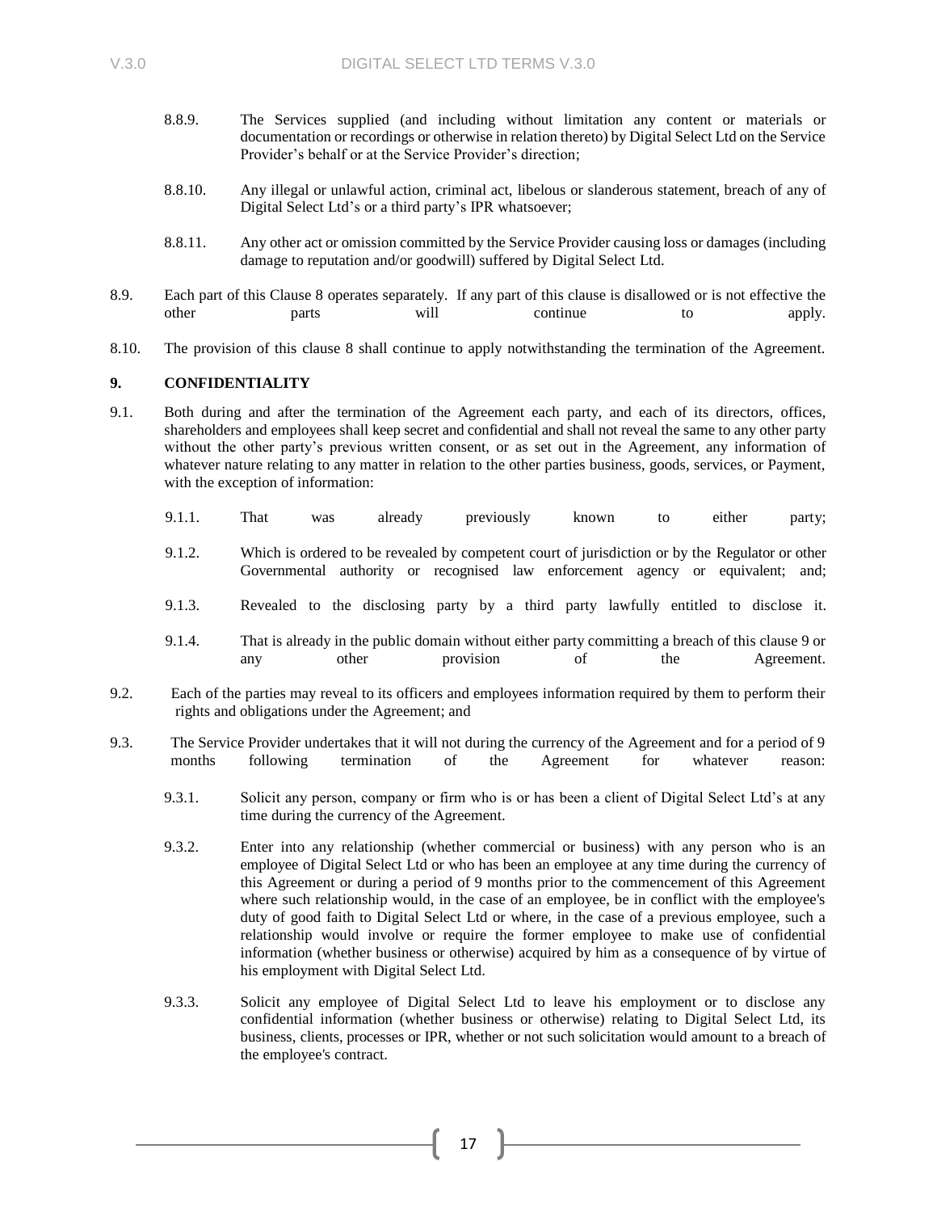8.8.9. The Services supplied (and including without limitation any content or materials or documentation or recordings or otherwise in relation thereto) by Digital Select Ltd on the Service Provider's behalf or at the Service Provider's direction;

8.8.10. Any illegal or unlawful action, criminal act, libelous or slanderous statement, breach of any of Digital Select Ltd's or a third party's IPR whatsoever;

8.8.11. Any other act or omission committed by the Service Provider causing loss or damages (including damage to reputation and/or goodwill) suffered by Digital Select Ltd.

8.9. Each part of this Clause 8 operates separately. If any part of this clause is disallowed or is not effective the other parts will continue to apply.

8.10. The provision of this clause 8 shall continue to apply notwithstanding the termination of the Agreement.

**9. CONFIDENTIALITY**

9.1. Both during and after the termination of the Agreement each party, and each of its directors, offices, shareholders and employees shall keep secret and confidential and shall not reveal the same to any other party without the other party's previous written consent, or as set out in the Agreement, any information of whatever nature relating to any matter in relation to the other parties business, goods, services, or Payment, with the exception of information:

9.1.1. That was already previously known to either party;

9.1.2. Which is ordered to be revealed by competent court of jurisdiction or by the Regulator or other Governmental authority or recognised law enforcement agency or equivalent; and;

9.1.3. Revealed to the disclosing party by a third party lawfully entitled to disclose it.

9.1.4. That is already in the public domain without either party committing a breach of this clause 9 or any other provision of the Agreement.

9.2. Each of the parties may reveal to its officers and employees information required by them to perform their rights and obligations under the Agreement; and

9.3. The Service Provider undertakes that it will not during the currency of the Agreement and for a period of 9 months following termination of the Agreement for whatever reason:

9.3.1. Solicit any person, company or firm who is or has been a client of Digital Select Ltd's at any time during the currency of the Agreement.

9.3.2. Enter into any relationship (whether commercial or business) with any person who is an employee of Digital Select Ltd or who has been an employee at any time during the currency of this Agreement or during a period of 9 months prior to the commencement of this Agreement where such relationship would, in the case of an employee, be in conflict with the employee's duty of good faith to Digital Select Ltd or where, in the case of a previous employee, such a relationship would involve or require the former employee to make use of confidential information (whether business or otherwise) acquired by him as a consequence of by virtue of his employment with Digital Select Ltd.

9.3.3. Solicit any employee of Digital Select Ltd to leave his employment or to disclose any confidential information (whether business or otherwise) relating to Digital Select Ltd, its business, clients, processes or IPR, whether or not such solicitation would amount to a breach of the employee's contract.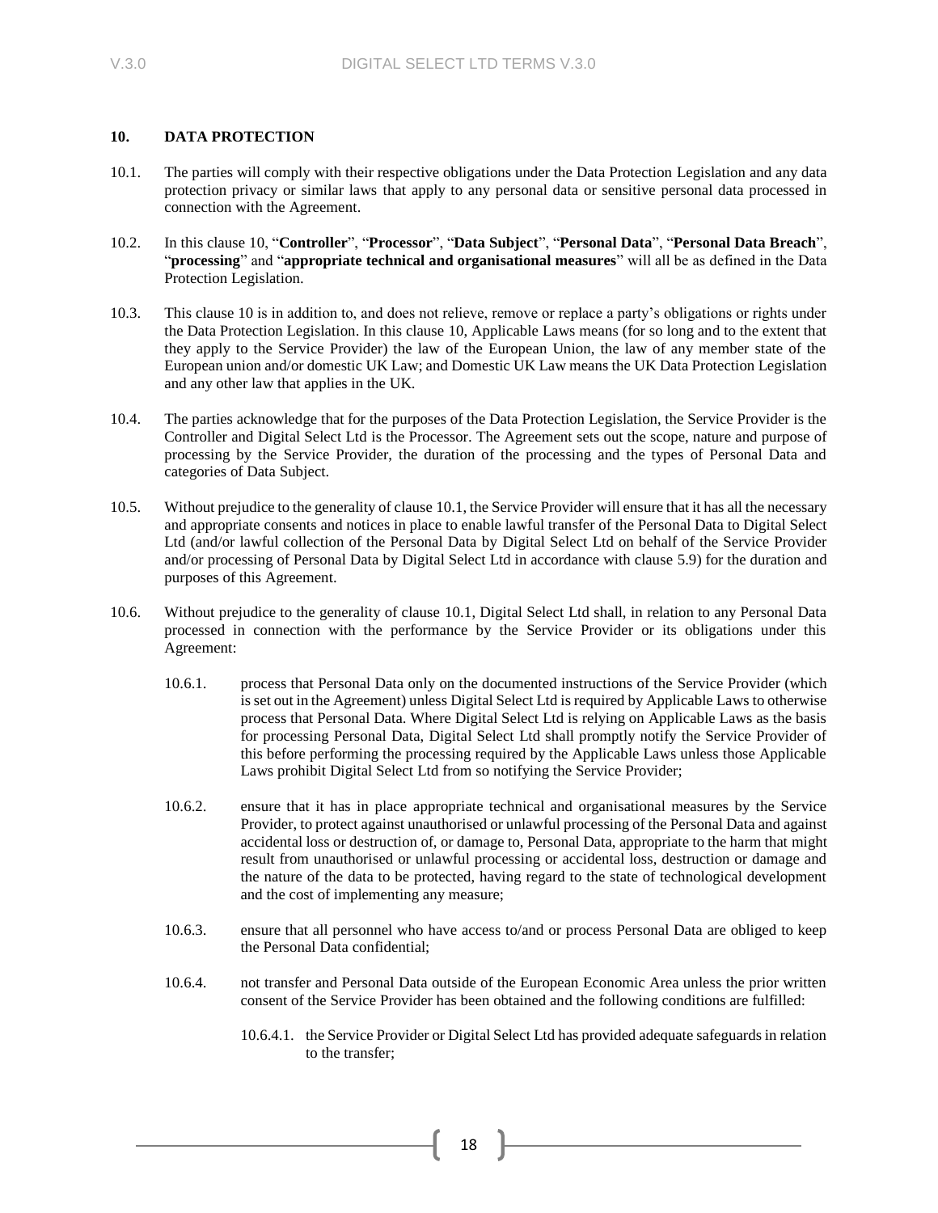## 10. DATA PROTECTION

10.1. The parties will comply with their respective obligations under the Data Protection Legislation and any data protection privacy or similar laws that apply to any personal data or sensitive personal data processed in connection with the Agreement.

10.2. In this clause 10, "**Controller**", "**Processor**", "**Data Subject**", "**Personal Data**", "**Personal Data Breach**", "**processing**" and "**appropriate technical and organisational measures**" will all be as defined in the Data Protection Legislation.

10.3. This clause 10 is in addition to, and does not relieve, remove or replace a party's obligations or rights under the Data Protection Legislation. In this clause 10, Applicable Laws means (for so long and to the extent that they apply to the Service Provider) the law of the European Union, the law of any member state of the European union and/or domestic UK Law; and Domestic UK Law means the UK Data Protection Legislation and any other law that applies in the UK.

10.4. The parties acknowledge that for the purposes of the Data Protection Legislation, the Service Provider is the Controller and Digital Select Ltd is the Processor. The Agreement sets out the scope, nature and purpose of processing by the Service Provider, the duration of the processing and the types of Personal Data and categories of Data Subject.

10.5. Without prejudice to the generality of clause 10.1, the Service Provider will ensure that it has all the necessary and appropriate consents and notices in place to enable lawful transfer of the Personal Data to Digital Select Ltd (and/or lawful collection of the Personal Data by Digital Select Ltd on behalf of the Service Provider and/or processing of Personal Data by Digital Select Ltd in accordance with clause 5.9) for the duration and purposes of this Agreement.

10.6. Without prejudice to the generality of clause 10.1, Digital Select Ltd shall, in relation to any Personal Data processed in connection with the performance by the Service Provider or its obligations under this Agreement:

- 10.6.1. process that Personal Data only on the documented instructions of the Service Provider (which is set out in the Agreement) unless Digital Select Ltd is required by Applicable Laws to otherwise process that Personal Data. Where Digital Select Ltd is relying on Applicable Laws as the basis for processing Personal Data, Digital Select Ltd shall promptly notify the Service Provider of this before performing the processing required by the Applicable Laws unless those Applicable Laws prohibit Digital Select Ltd from so notifying the Service Provider;

- 10.6.2. ensure that it has in place appropriate technical and organisational measures by the Service Provider, to protect against unauthorised or unlawful processing of the Personal Data and against accidental loss or destruction of, or damage to, Personal Data, appropriate to the harm that might result from unauthorised or unlawful processing or accidental loss, destruction or damage and the nature of the data to be protected, having regard to the state of technological development and the cost of implementing any measure;

- 10.6.3. ensure that all personnel who have access to/and or process Personal Data are obliged to keep the Personal Data confidential;

- 10.6.4. not transfer and Personal Data outside of the European Economic Area unless the prior written consent of the Service Provider has been obtained and the following conditions are fulfilled:

  - 10.6.4.1. the Service Provider or Digital Select Ltd has provided adequate safeguards in relation to the transfer;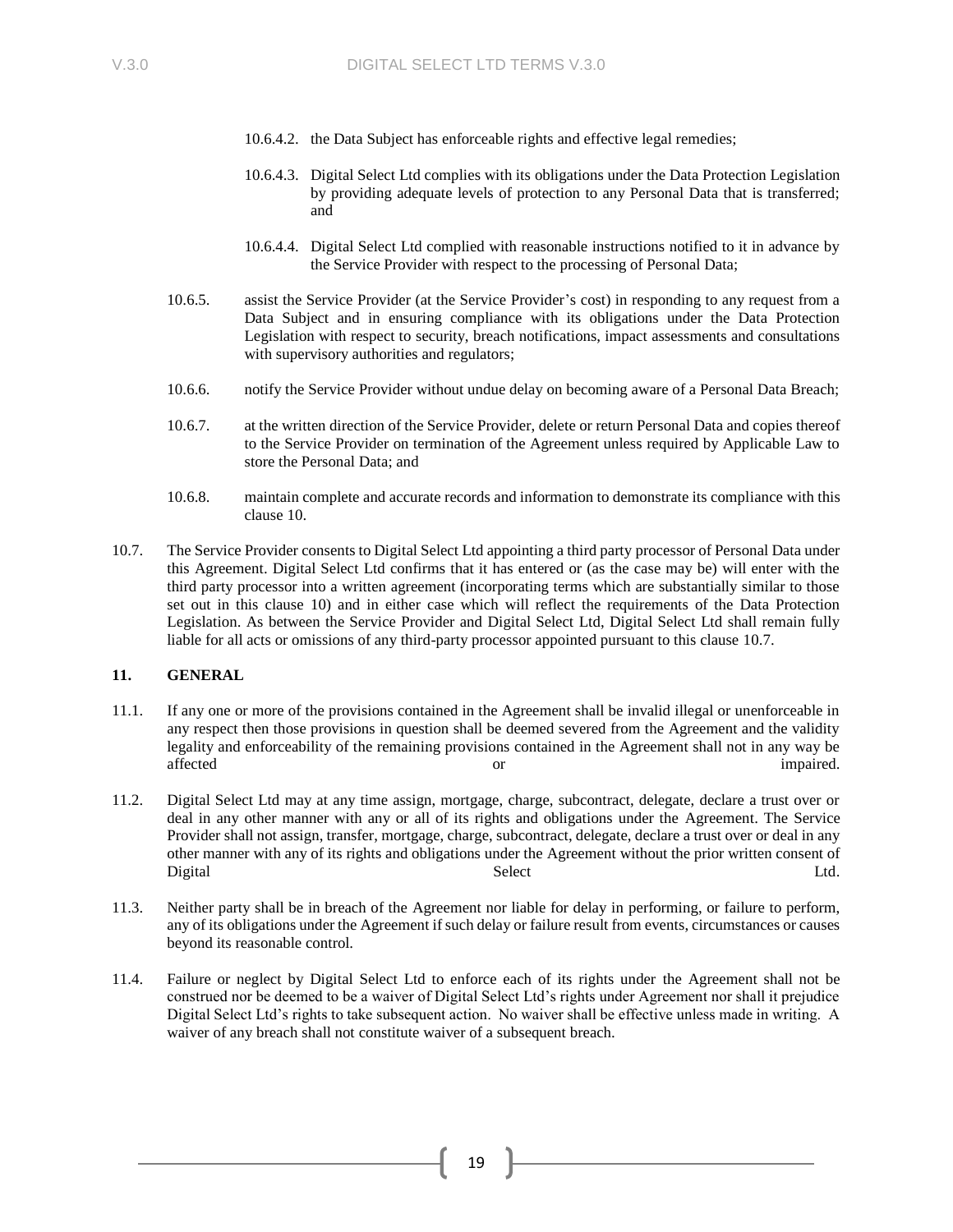10.6.4.2. the Data Subject has enforceable rights and effective legal remedies;

10.6.4.3. Digital Select Ltd complies with its obligations under the Data Protection Legislation by providing adequate levels of protection to any Personal Data that is transferred; and

10.6.4.4. Digital Select Ltd complied with reasonable instructions notified to it in advance by the Service Provider with respect to the processing of Personal Data;

10.6.5. assist the Service Provider (at the Service Provider's cost) in responding to any request from a Data Subject and in ensuring compliance with its obligations under the Data Protection Legislation with respect to security, breach notifications, impact assessments and consultations with supervisory authorities and regulators;

10.6.6. notify the Service Provider without undue delay on becoming aware of a Personal Data Breach;

10.6.7. at the written direction of the Service Provider, delete or return Personal Data and copies thereof to the Service Provider on termination of the Agreement unless required by Applicable Law to store the Personal Data; and

10.6.8. maintain complete and accurate records and information to demonstrate its compliance with this clause 10.

10.7. The Service Provider consents to Digital Select Ltd appointing a third party processor of Personal Data under this Agreement. Digital Select Ltd confirms that it has entered or (as the case may be) will enter with the third party processor into a written agreement (incorporating terms which are substantially similar to those set out in this clause 10) and in either case which will reflect the requirements of the Data Protection Legislation. As between the Service Provider and Digital Select Ltd, Digital Select Ltd shall remain fully liable for all acts or omissions of any third-party processor appointed pursuant to this clause 10.7.

## 11. GENERAL

11.1. If any one or more of the provisions contained in the Agreement shall be invalid illegal or unenforceable in any respect then those provisions in question shall be deemed severed from the Agreement and the validity legality and enforceability of the remaining provisions contained in the Agreement shall not in any way be affected or impaired.

11.2. Digital Select Ltd may at any time assign, mortgage, charge, subcontract, delegate, declare a trust over or deal in any other manner with any or all of its rights and obligations under the Agreement. The Service Provider shall not assign, transfer, mortgage, charge, subcontract, delegate, declare a trust over or deal in any other manner with any of its rights and obligations under the Agreement without the prior written consent of Digital Select Ltd.

11.3. Neither party shall be in breach of the Agreement nor liable for delay in performing, or failure to perform, any of its obligations under the Agreement if such delay or failure result from events, circumstances or causes beyond its reasonable control.

11.4. Failure or neglect by Digital Select Ltd to enforce each of its rights under the Agreement shall not be construed nor be deemed to be a waiver of Digital Select Ltd's rights under Agreement nor shall it prejudice Digital Select Ltd's rights to take subsequent action. No waiver shall be effective unless made in writing. A waiver of any breach shall not constitute waiver of a subsequent breach.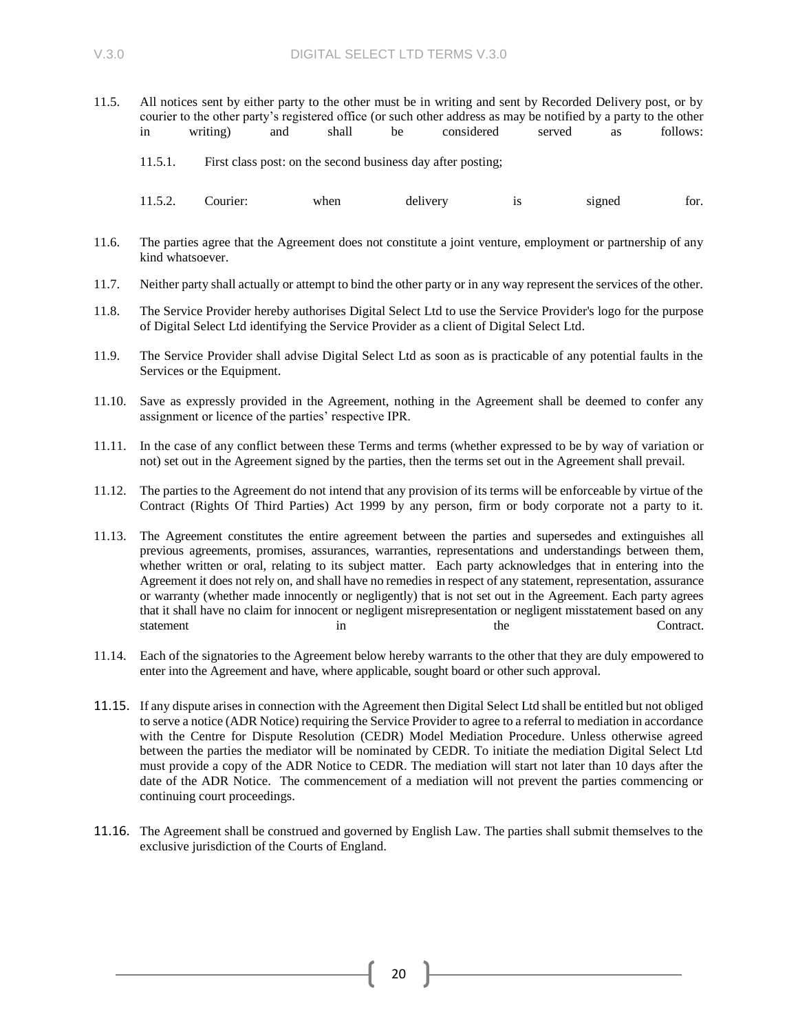11.5. All notices sent by either party to the other must be in writing and sent by Recorded Delivery post, or by courier to the other party's registered office (or such other address as may be notified by a party to the other in writing) and shall be considered served as follows:

11.5.1. First class post: on the second business day after posting;

11.5.2. Courier: when delivery is signed for.

11.6. The parties agree that the Agreement does not constitute a joint venture, employment or partnership of any kind whatsoever.

11.7. Neither party shall actually or attempt to bind the other party or in any way represent the services of the other.

11.8. The Service Provider hereby authorises Digital Select Ltd to use the Service Provider's logo for the purpose of Digital Select Ltd identifying the Service Provider as a client of Digital Select Ltd.

11.9. The Service Provider shall advise Digital Select Ltd as soon as is practicable of any potential faults in the Services or the Equipment.

11.10. Save as expressly provided in the Agreement, nothing in the Agreement shall be deemed to confer any assignment or licence of the parties' respective IPR.

11.11. In the case of any conflict between these Terms and terms (whether expressed to be by way of variation or not) set out in the Agreement signed by the parties, then the terms set out in the Agreement shall prevail.

11.12. The parties to the Agreement do not intend that any provision of its terms will be enforceable by virtue of the Contract (Rights Of Third Parties) Act 1999 by any person, firm or body corporate not a party to it.

11.13. The Agreement constitutes the entire agreement between the parties and supersedes and extinguishes all previous agreements, promises, assurances, warranties, representations and understandings between them, whether written or oral, relating to its subject matter. Each party acknowledges that in entering into the Agreement it does not rely on, and shall have no remedies in respect of any statement, representation, assurance or warranty (whether made innocently or negligently) that is not set out in the Agreement. Each party agrees that it shall have no claim for innocent or negligent misrepresentation or negligent misstatement based on any statement in the Contract.

11.14. Each of the signatories to the Agreement below hereby warrants to the other that they are duly empowered to enter into the Agreement and have, where applicable, sought board or other such approval.

11.15. If any dispute arises in connection with the Agreement then Digital Select Ltd shall be entitled but not obliged to serve a notice (ADR Notice) requiring the Service Provider to agree to a referral to mediation in accordance with the Centre for Dispute Resolution (CEDR) Model Mediation Procedure. Unless otherwise agreed between the parties the mediator will be nominated by CEDR. To initiate the mediation Digital Select Ltd must provide a copy of the ADR Notice to CEDR. The mediation will start not later than 10 days after the date of the ADR Notice. The commencement of a mediation will not prevent the parties commencing or continuing court proceedings.

11.16. The Agreement shall be construed and governed by English Law. The parties shall submit themselves to the exclusive jurisdiction of the Courts of England.